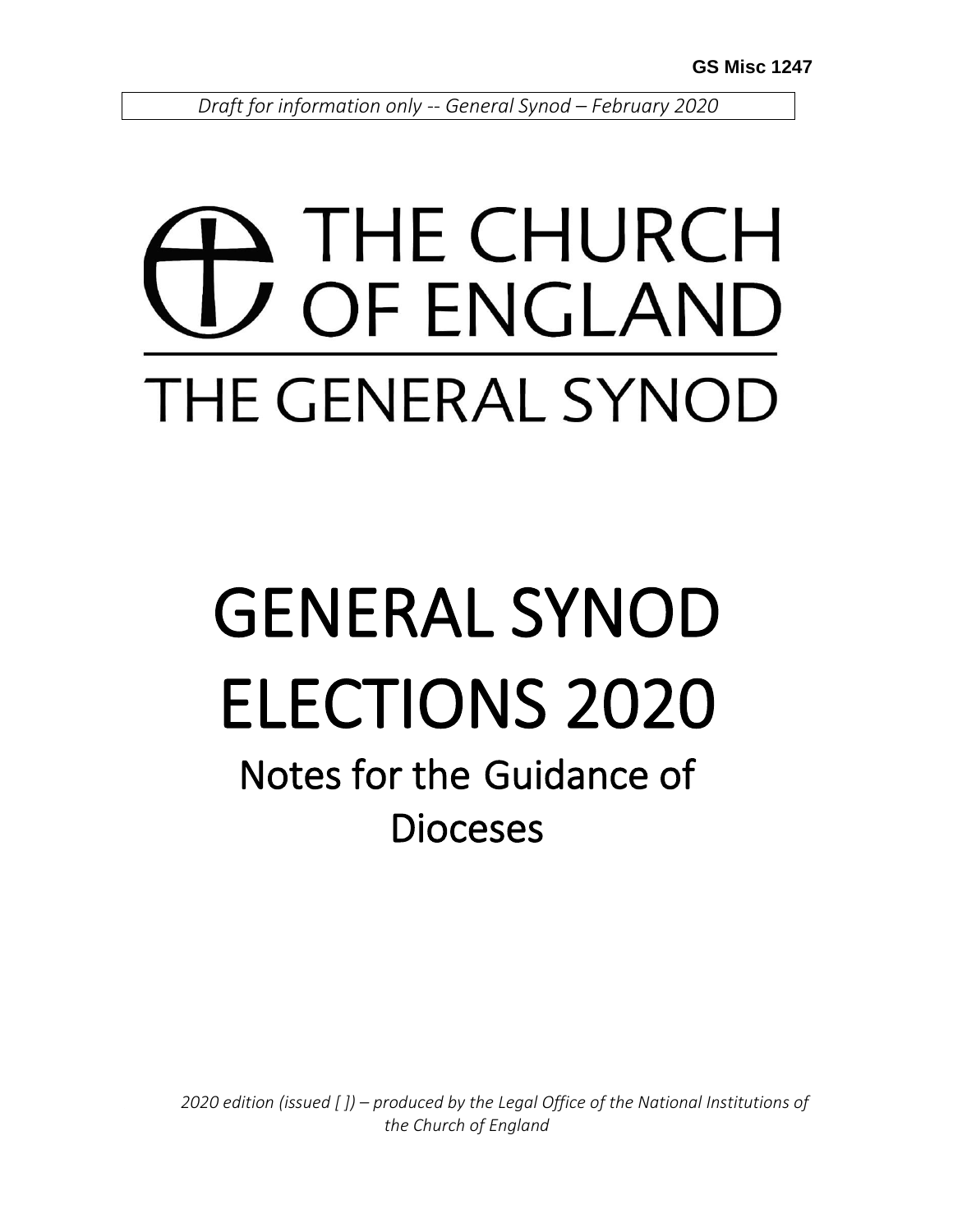GS Misc 1247

*Draft for information only -- General Synod – February 2020*

THE CHURCH OF ENGLAND

THE GENERAL SYNOD

# GENERAL SYNOD ELECTIONS 2020

## Notes for the Guidance of Dioceses

*2020 edition (issued [ ]) – produced by the Legal Office of the National Institutions of the Church of England*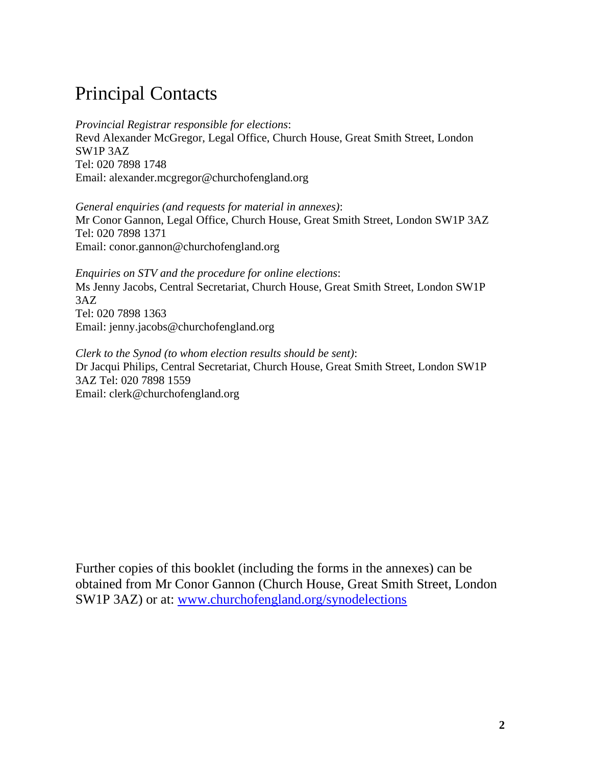# Principal Contacts

*Provincial Registrar responsible for elections*:
Revd Alexander McGregor, Legal Office, Church House, Great Smith Street, London SW1P 3AZ
Tel: 020 7898 1748
Email: alexander.mcgregor@churchofengland.org

*General enquiries (and requests for material in annexes)*:
Mr Conor Gannon, Legal Office, Church House, Great Smith Street, London SW1P 3AZ
Tel: 020 7898 1371
Email: conor.gannon@churchofengland.org

*Enquiries on STV and the procedure for online elections*:
Ms Jenny Jacobs, Central Secretariat, Church House, Great Smith Street, London SW1P 3AZ
Tel: 020 7898 1363
Email: jenny.jacobs@churchofengland.org

*Clerk to the Synod (to whom election results should be sent)*:
Dr Jacqui Philips, Central Secretariat, Church House, Great Smith Street, London SW1P 3AZ Tel: 020 7898 1559
Email: clerk@churchofengland.org

Further copies of this booklet (including the forms in the annexes) can be obtained from Mr Conor Gannon (Church House, Great Smith Street, London SW1P 3AZ) or at: [www.churchofengland.org/synodelections](http://www.churchofengland.org/synodelections)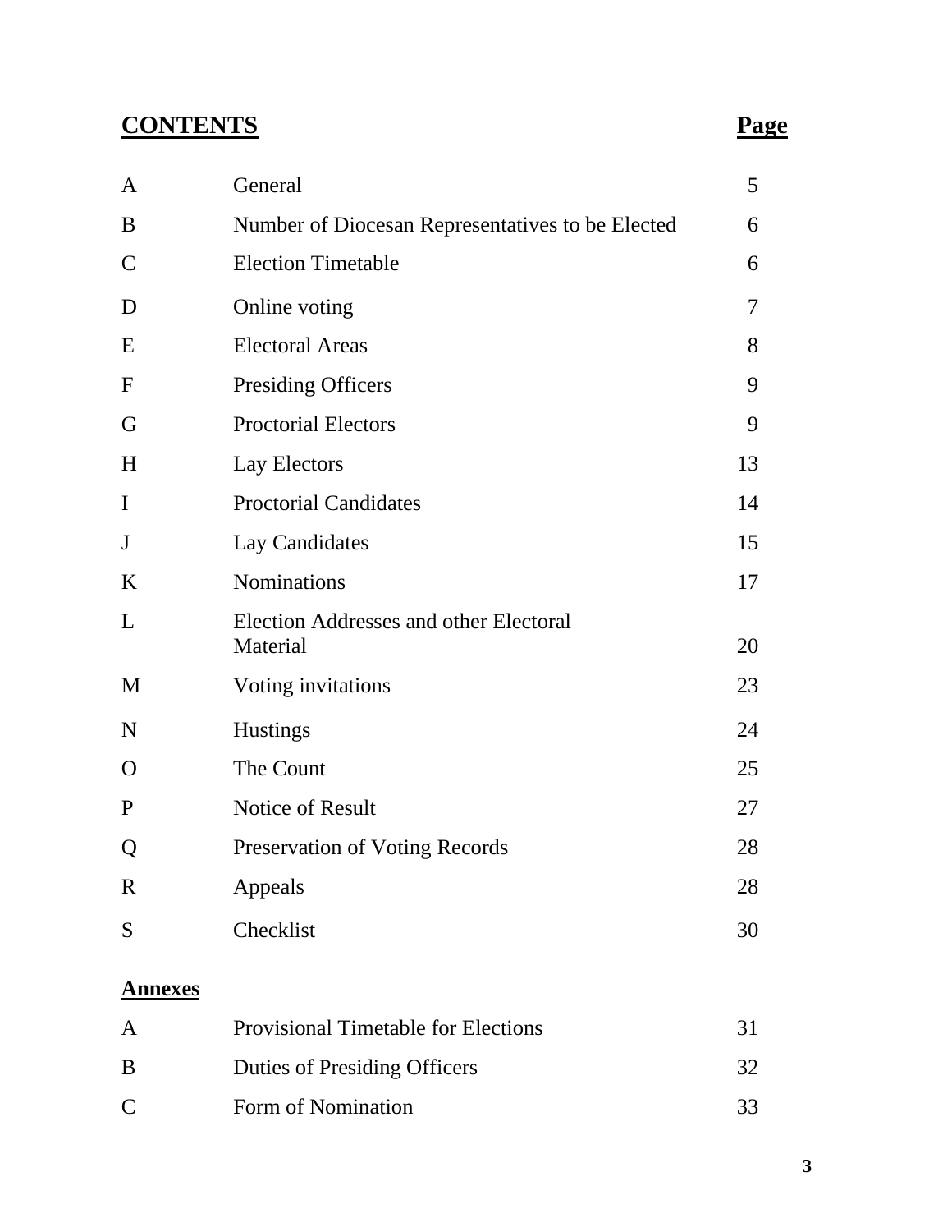## CONTENTS

| | | Page |
|---|---|---|
| A | General | 5 |
| B | Number of Diocesan Representatives to be Elected | 6 |
| C | Election Timetable | 6 |
| D | Online voting | 7 |
| E | Electoral Areas | 8 |
| F | Presiding Officers | 9 |
| G | Proctorial Electors | 9 |
| H | Lay Electors | 13 |
| I | Proctorial Candidates | 14 |
| J | Lay Candidates | 15 |
| K | Nominations | 17 |
| L | Election Addresses and other Electoral Material | 20 |
| M | Voting invitations | 23 |
| N | Hustings | 24 |
| O | The Count | 25 |
| P | Notice of Result | 27 |
| Q | Preservation of Voting Records | 28 |
| R | Appeals | 28 |
| S | Checklist | 30 |

### Annexes

| | | |
|---|---|---|
| A | Provisional Timetable for Elections | 31 |
| B | Duties of Presiding Officers | 32 |
| C | Form of Nomination | 33 |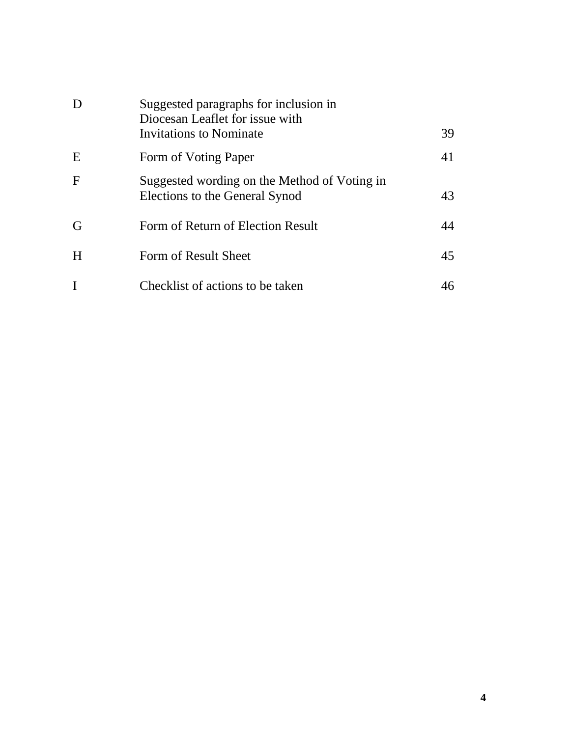| | | |
|---|---|---|
| D | Suggested paragraphs for inclusion in Diocesan Leaflet for issue with Invitations to Nominate | 39 |
| E | Form of Voting Paper | 41 |
| F | Suggested wording on the Method of Voting in Elections to the General Synod | 43 |
| G | Form of Return of Election Result | 44 |
| H | Form of Result Sheet | 45 |
| I | Checklist of actions to be taken | 46 |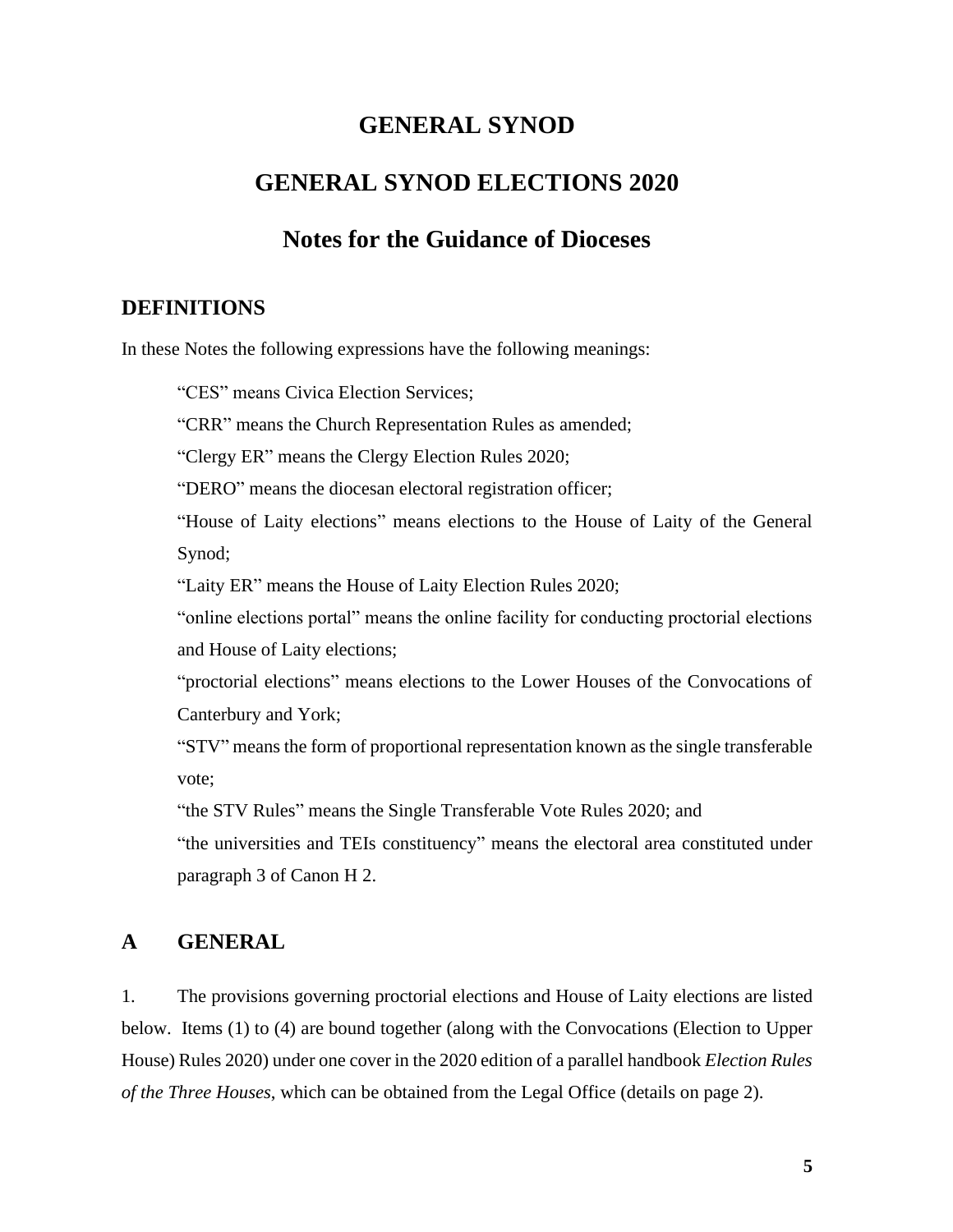# GENERAL SYNOD

# GENERAL SYNOD ELECTIONS 2020

## Notes for the Guidance of Dioceses

### DEFINITIONS

In these Notes the following expressions have the following meanings:

> "CES" means Civica Election Services;
>
> "CRR" means the Church Representation Rules as amended;
>
> "Clergy ER" means the Clergy Election Rules 2020;
>
> "DERO" means the diocesan electoral registration officer;
>
> "House of Laity elections" means elections to the House of Laity of the General Synod;
>
> "Laity ER" means the House of Laity Election Rules 2020;
>
> "online elections portal" means the online facility for conducting proctorial elections and House of Laity elections;
>
> "proctorial elections" means elections to the Lower Houses of the Convocations of Canterbury and York;
>
> "STV" means the form of proportional representation known as the single transferable vote;
>
> "the STV Rules" means the Single Transferable Vote Rules 2020; and
>
> "the universities and TEIs constituency" means the electoral area constituted under paragraph 3 of Canon H 2.

### A GENERAL

1. The provisions governing proctorial elections and House of Laity elections are listed below. Items (1) to (4) are bound together (along with the Convocations (Election to Upper House) Rules 2020) under one cover in the 2020 edition of a parallel handbook *Election Rules of the Three Houses*, which can be obtained from the Legal Office (details on page 2).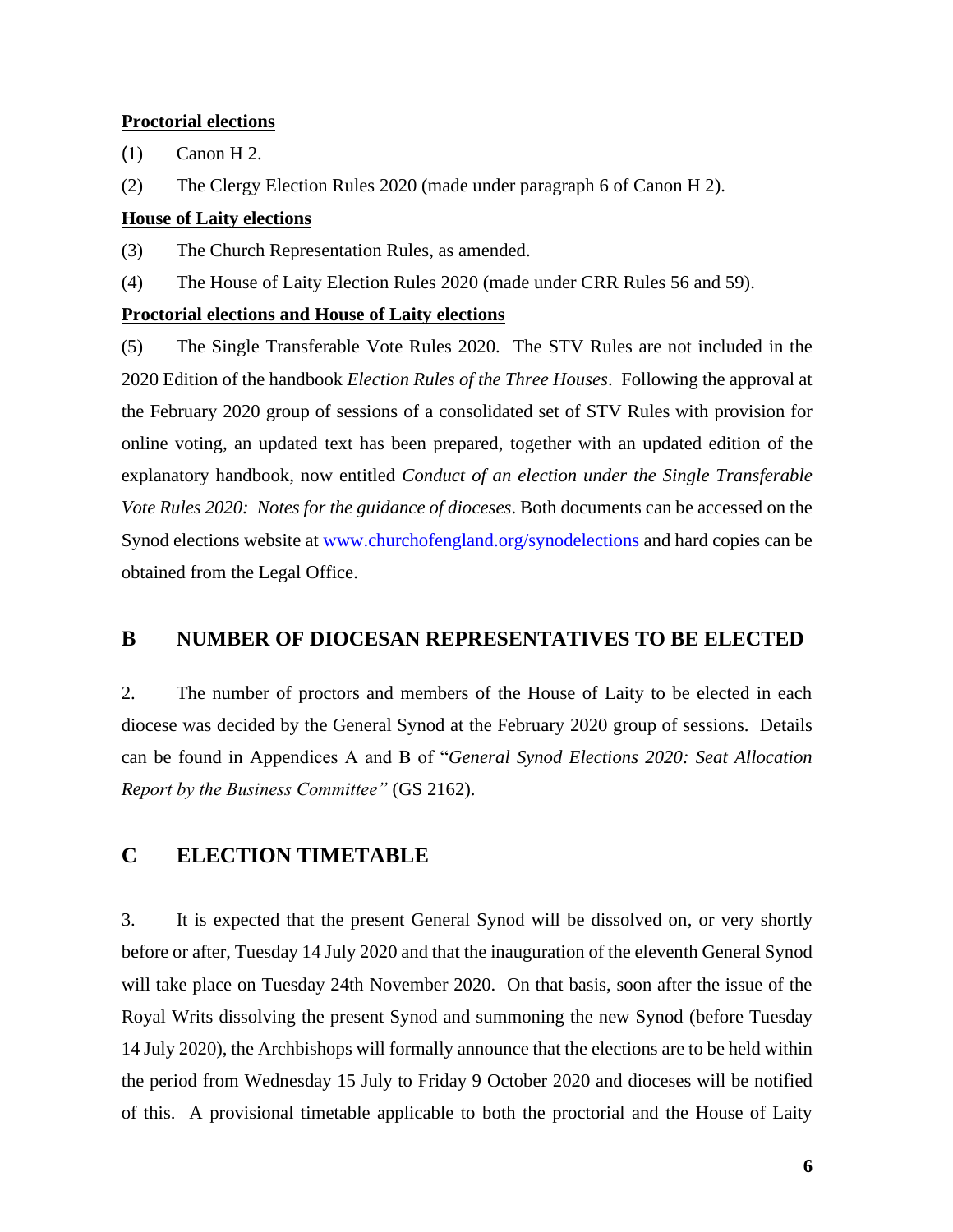**Proctorial elections**

(1) Canon H 2.

(2) The Clergy Election Rules 2020 (made under paragraph 6 of Canon H 2).

**House of Laity elections**

(3) The Church Representation Rules, as amended.

(4) The House of Laity Election Rules 2020 (made under CRR Rules 56 and 59).

**Proctorial elections and House of Laity elections**

(5) The Single Transferable Vote Rules 2020. The STV Rules are not included in the 2020 Edition of the handbook *Election Rules of the Three Houses*. Following the approval at the February 2020 group of sessions of a consolidated set of STV Rules with provision for online voting, an updated text has been prepared, together with an updated edition of the explanatory handbook, now entitled *Conduct of an election under the Single Transferable Vote Rules 2020: Notes for the guidance of dioceses*. Both documents can be accessed on the Synod elections website at [www.churchofengland.org/synodelections](http://www.churchofengland.org/synodelections) and hard copies can be obtained from the Legal Office.

## B NUMBER OF DIOCESAN REPRESENTATIVES TO BE ELECTED

2. The number of proctors and members of the House of Laity to be elected in each diocese was decided by the General Synod at the February 2020 group of sessions. Details can be found in Appendices A and B of "*General Synod Elections 2020: Seat Allocation Report by the Business Committee"* (GS 2162).

## C ELECTION TIMETABLE

3. It is expected that the present General Synod will be dissolved on, or very shortly before or after, Tuesday 14 July 2020 and that the inauguration of the eleventh General Synod will take place on Tuesday 24th November 2020. On that basis, soon after the issue of the Royal Writs dissolving the present Synod and summoning the new Synod (before Tuesday 14 July 2020), the Archbishops will formally announce that the elections are to be held within the period from Wednesday 15 July to Friday 9 October 2020 and dioceses will be notified of this. A provisional timetable applicable to both the proctorial and the House of Laity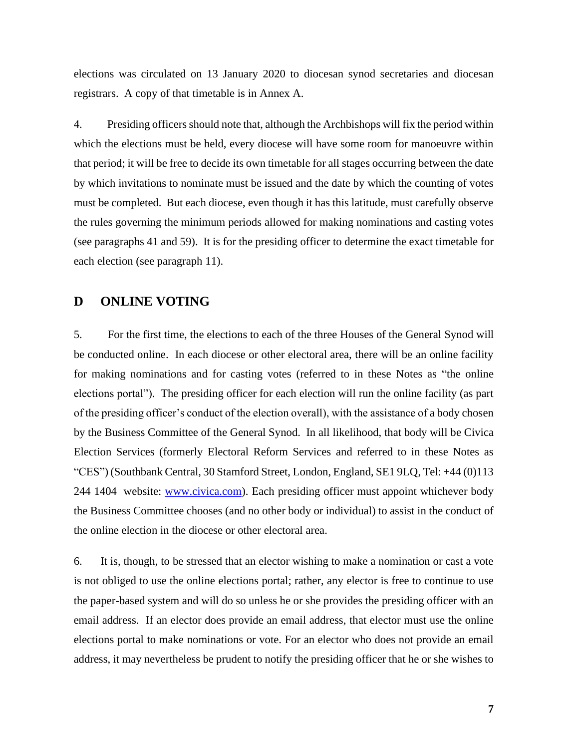elections was circulated on 13 January 2020 to diocesan synod secretaries and diocesan registrars. A copy of that timetable is in Annex A.

4. Presiding officers should note that, although the Archbishops will fix the period within which the elections must be held, every diocese will have some room for manoeuvre within that period; it will be free to decide its own timetable for all stages occurring between the date by which invitations to nominate must be issued and the date by which the counting of votes must be completed. But each diocese, even though it has this latitude, must carefully observe the rules governing the minimum periods allowed for making nominations and casting votes (see paragraphs 41 and 59). It is for the presiding officer to determine the exact timetable for each election (see paragraph 11).

## D ONLINE VOTING

5. For the first time, the elections to each of the three Houses of the General Synod will be conducted online. In each diocese or other electoral area, there will be an online facility for making nominations and for casting votes (referred to in these Notes as "the online elections portal"). The presiding officer for each election will run the online facility (as part of the presiding officer's conduct of the election overall), with the assistance of a body chosen by the Business Committee of the General Synod. In all likelihood, that body will be Civica Election Services (formerly Electoral Reform Services and referred to in these Notes as "CES") (Southbank Central, 30 Stamford Street, London, England, SE1 9LQ, Tel: +44 (0)113 244 1404 website: [www.civica.com](http://www.civica.com)). Each presiding officer must appoint whichever body the Business Committee chooses (and no other body or individual) to assist in the conduct of the online election in the diocese or other electoral area.

6. It is, though, to be stressed that an elector wishing to make a nomination or cast a vote is not obliged to use the online elections portal; rather, any elector is free to continue to use the paper-based system and will do so unless he or she provides the presiding officer with an email address. If an elector does provide an email address, that elector must use the online elections portal to make nominations or vote. For an elector who does not provide an email address, it may nevertheless be prudent to notify the presiding officer that he or she wishes to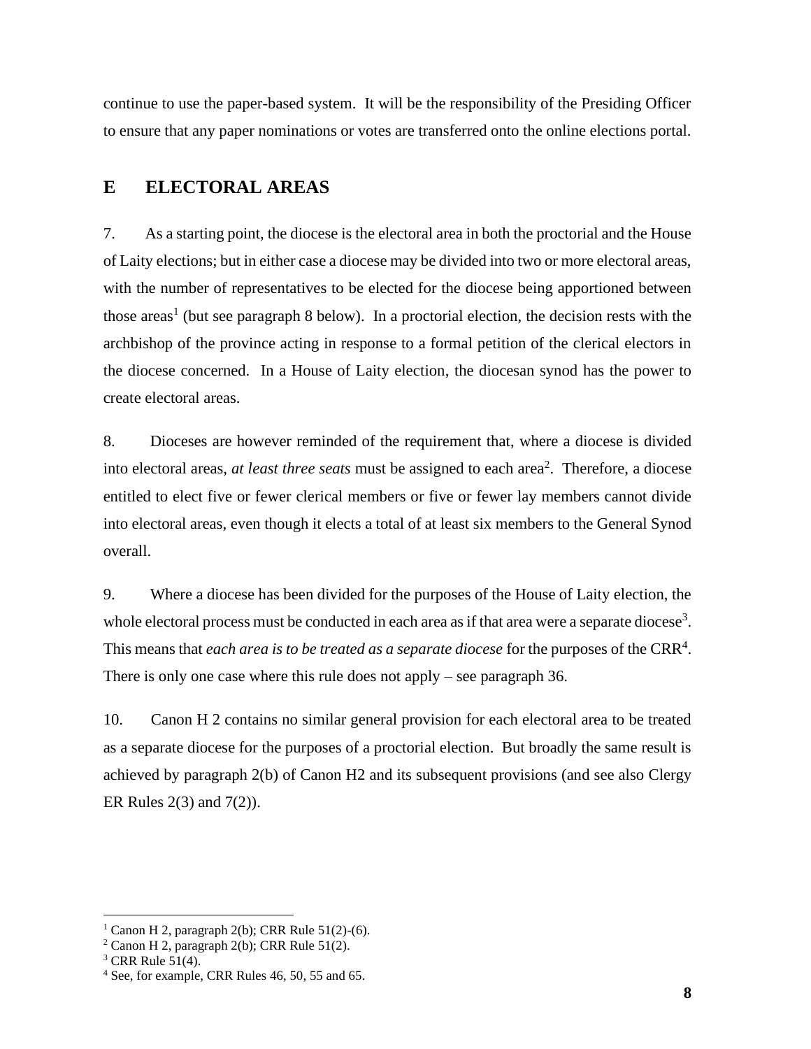continue to use the paper-based system. It will be the responsibility of the Presiding Officer to ensure that any paper nominations or votes are transferred onto the online elections portal.

## E ELECTORAL AREAS

7. As a starting point, the diocese is the electoral area in both the proctorial and the House of Laity elections; but in either case a diocese may be divided into two or more electoral areas, with the number of representatives to be elected for the diocese being apportioned between those areas[1] (but see paragraph 8 below). In a proctorial election, the decision rests with the archbishop of the province acting in response to a formal petition of the clerical electors in the diocese concerned. In a House of Laity election, the diocesan synod has the power to create electoral areas.

8. Dioceses are however reminded of the requirement that, where a diocese is divided into electoral areas, *at least three seats* must be assigned to each area[2]. Therefore, a diocese entitled to elect five or fewer clerical members or five or fewer lay members cannot divide into electoral areas, even though it elects a total of at least six members to the General Synod overall.

9. Where a diocese has been divided for the purposes of the House of Laity election, the whole electoral process must be conducted in each area as if that area were a separate diocese[3]. This means that *each area is to be treated as a separate diocese* for the purposes of the CRR[4]. There is only one case where this rule does not apply – see paragraph 36.

10. Canon H 2 contains no similar general provision for each electoral area to be treated as a separate diocese for the purposes of a proctorial election. But broadly the same result is achieved by paragraph 2(b) of Canon H2 and its subsequent provisions (and see also Clergy ER Rules 2(3) and 7(2)).

---

[1] Canon H 2, paragraph 2(b); CRR Rule 51(2)-(6).

[2] Canon H 2, paragraph 2(b); CRR Rule 51(2).

[3] CRR Rule 51(4).

[4] See, for example, CRR Rules 46, 50, 55 and 65.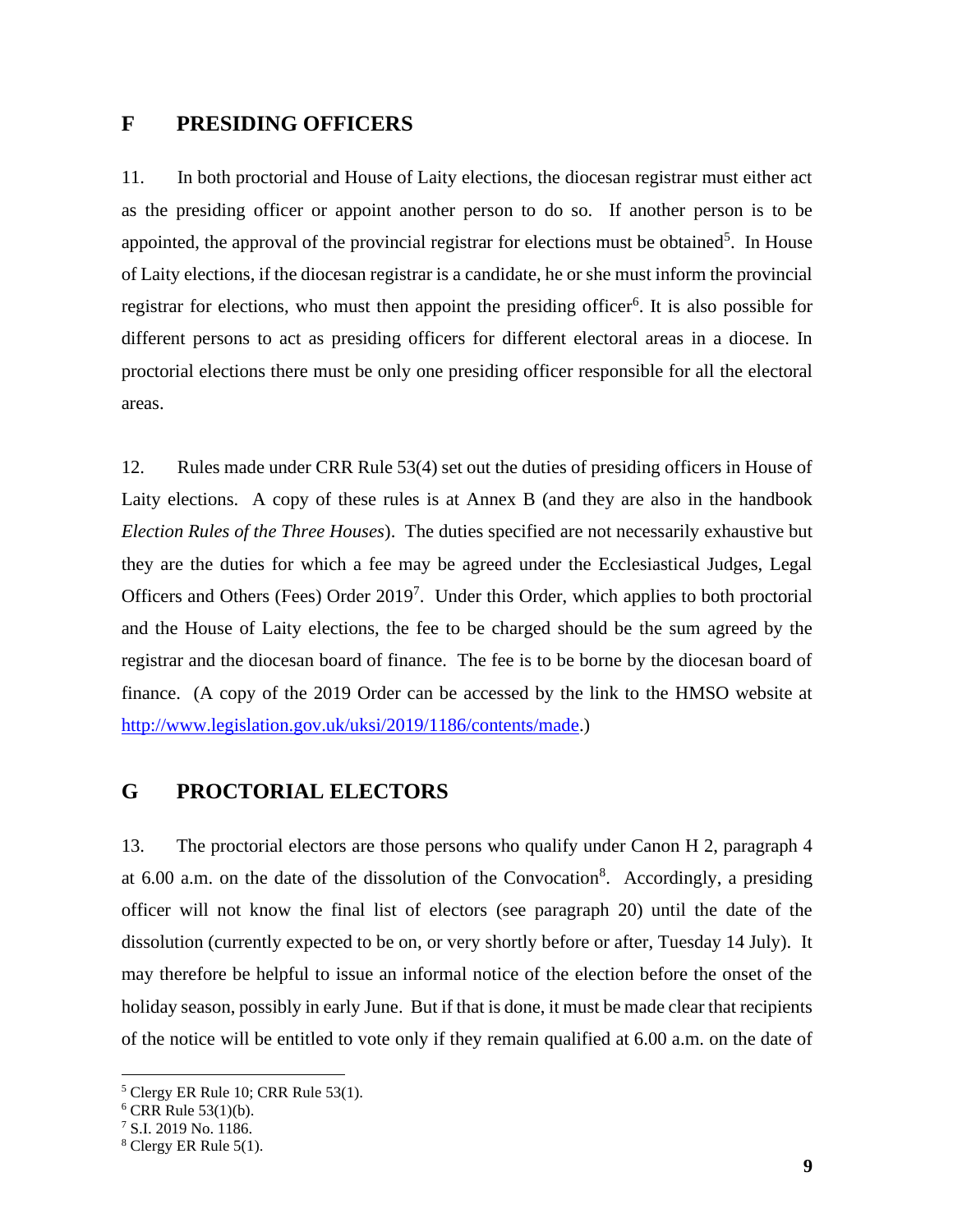## F PRESIDING OFFICERS

11. In both proctorial and House of Laity elections, the diocesan registrar must either act as the presiding officer or appoint another person to do so. If another person is to be appointed, the approval of the provincial registrar for elections must be obtained[5]. In House of Laity elections, if the diocesan registrar is a candidate, he or she must inform the provincial registrar for elections, who must then appoint the presiding officer[6]. It is also possible for different persons to act as presiding officers for different electoral areas in a diocese. In proctorial elections there must be only one presiding officer responsible for all the electoral areas.

12. Rules made under CRR Rule 53(4) set out the duties of presiding officers in House of Laity elections. A copy of these rules is at Annex B (and they are also in the handbook *Election Rules of the Three Houses*). The duties specified are not necessarily exhaustive but they are the duties for which a fee may be agreed under the Ecclesiastical Judges, Legal Officers and Others (Fees) Order 2019[7]. Under this Order, which applies to both proctorial and the House of Laity elections, the fee to be charged should be the sum agreed by the registrar and the diocesan board of finance. The fee is to be borne by the diocesan board of finance. (A copy of the 2019 Order can be accessed by the link to the HMSO website at http://www.legislation.gov.uk/uksi/2019/1186/contents/made.)

## G PROCTORIAL ELECTORS

13. The proctorial electors are those persons who qualify under Canon H 2, paragraph 4 at 6.00 a.m. on the date of the dissolution of the Convocation[8]. Accordingly, a presiding officer will not know the final list of electors (see paragraph 20) until the date of the dissolution (currently expected to be on, or very shortly before or after, Tuesday 14 July). It may therefore be helpful to issue an informal notice of the election before the onset of the holiday season, possibly in early June. But if that is done, it must be made clear that recipients of the notice will be entitled to vote only if they remain qualified at 6.00 a.m. on the date of

---

[5] Clergy ER Rule 10; CRR Rule 53(1).

[6] CRR Rule 53(1)(b).

[7] S.I. 2019 No. 1186.

[8] Clergy ER Rule 5(1).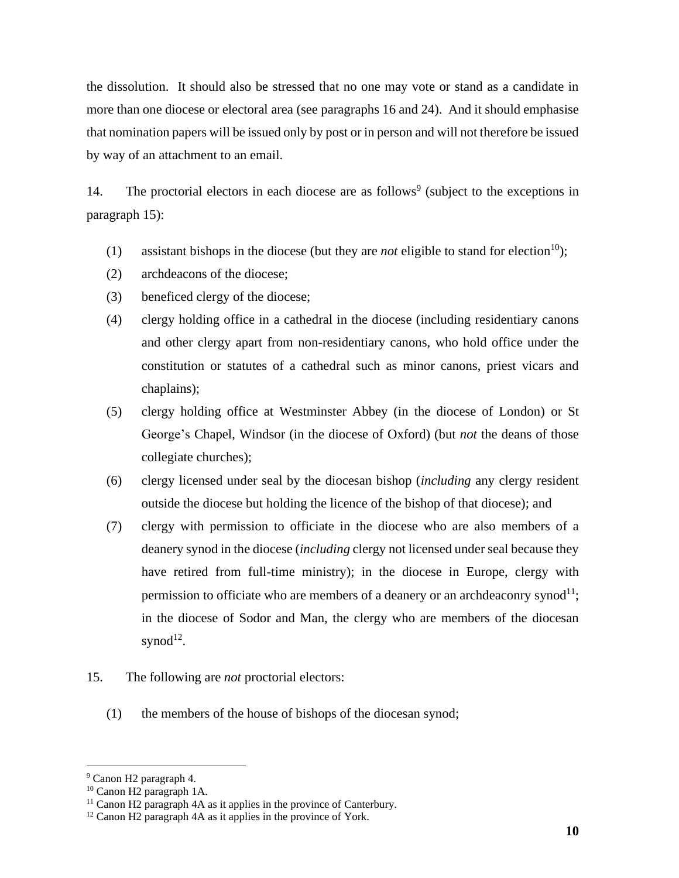the dissolution. It should also be stressed that no one may vote or stand as a candidate in more than one diocese or electoral area (see paragraphs 16 and 24). And it should emphasise that nomination papers will be issued only by post or in person and will not therefore be issued by way of an attachment to an email.

14. The proctorial electors in each diocese are as follows[9] (subject to the exceptions in paragraph 15):

(1) assistant bishops in the diocese (but they are *not* eligible to stand for election[10]);

(2) archdeacons of the diocese;

(3) beneficed clergy of the diocese;

(4) clergy holding office in a cathedral in the diocese (including residentiary canons and other clergy apart from non-residentiary canons, who hold office under the constitution or statutes of a cathedral such as minor canons, priest vicars and chaplains);

(5) clergy holding office at Westminster Abbey (in the diocese of London) or St George's Chapel, Windsor (in the diocese of Oxford) (but *not* the deans of those collegiate churches);

(6) clergy licensed under seal by the diocesan bishop (*including* any clergy resident outside the diocese but holding the licence of the bishop of that diocese); and

(7) clergy with permission to officiate in the diocese who are also members of a deanery synod in the diocese (*including* clergy not licensed under seal because they have retired from full-time ministry); in the diocese in Europe, clergy with permission to officiate who are members of a deanery or an archdeaconry synod[11]; in the diocese of Sodor and Man, the clergy who are members of the diocesan synod[12].

15. The following are *not* proctorial electors:

(1) the members of the house of bishops of the diocesan synod;

---

[9] Canon H2 paragraph 4.

[10] Canon H2 paragraph 1A.

[11] Canon H2 paragraph 4A as it applies in the province of Canterbury.

[12] Canon H2 paragraph 4A as it applies in the province of York.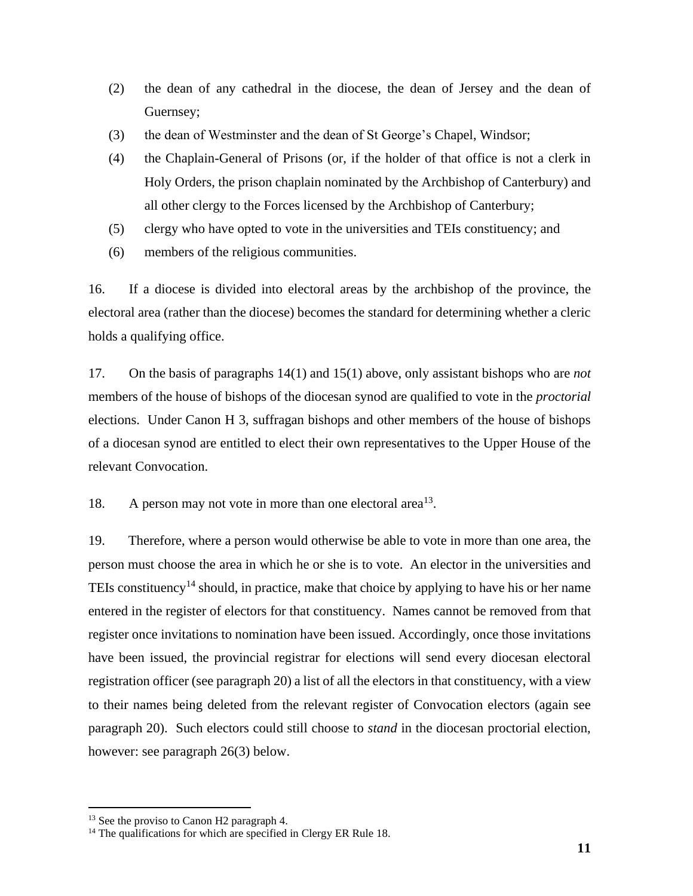(2) the dean of any cathedral in the diocese, the dean of Jersey and the dean of Guernsey;

(3) the dean of Westminster and the dean of St George's Chapel, Windsor;

(4) the Chaplain-General of Prisons (or, if the holder of that office is not a clerk in Holy Orders, the prison chaplain nominated by the Archbishop of Canterbury) and all other clergy to the Forces licensed by the Archbishop of Canterbury;

(5) clergy who have opted to vote in the universities and TEIs constituency; and

(6) members of the religious communities.

16. If a diocese is divided into electoral areas by the archbishop of the province, the electoral area (rather than the diocese) becomes the standard for determining whether a cleric holds a qualifying office.

17. On the basis of paragraphs 14(1) and 15(1) above, only assistant bishops who are *not* members of the house of bishops of the diocesan synod are qualified to vote in the *proctorial* elections. Under Canon H 3, suffragan bishops and other members of the house of bishops of a diocesan synod are entitled to elect their own representatives to the Upper House of the relevant Convocation.

18. A person may not vote in more than one electoral area[13].

19. Therefore, where a person would otherwise be able to vote in more than one area, the person must choose the area in which he or she is to vote. An elector in the universities and TEIs constituency[14] should, in practice, make that choice by applying to have his or her name entered in the register of electors for that constituency. Names cannot be removed from that register once invitations to nomination have been issued. Accordingly, once those invitations have been issued, the provincial registrar for elections will send every diocesan electoral registration officer (see paragraph 20) a list of all the electors in that constituency, with a view to their names being deleted from the relevant register of Convocation electors (again see paragraph 20). Such electors could still choose to *stand* in the diocesan proctorial election, however: see paragraph 26(3) below.

---

[13] See the proviso to Canon H2 paragraph 4.

[14] The qualifications for which are specified in Clergy ER Rule 18.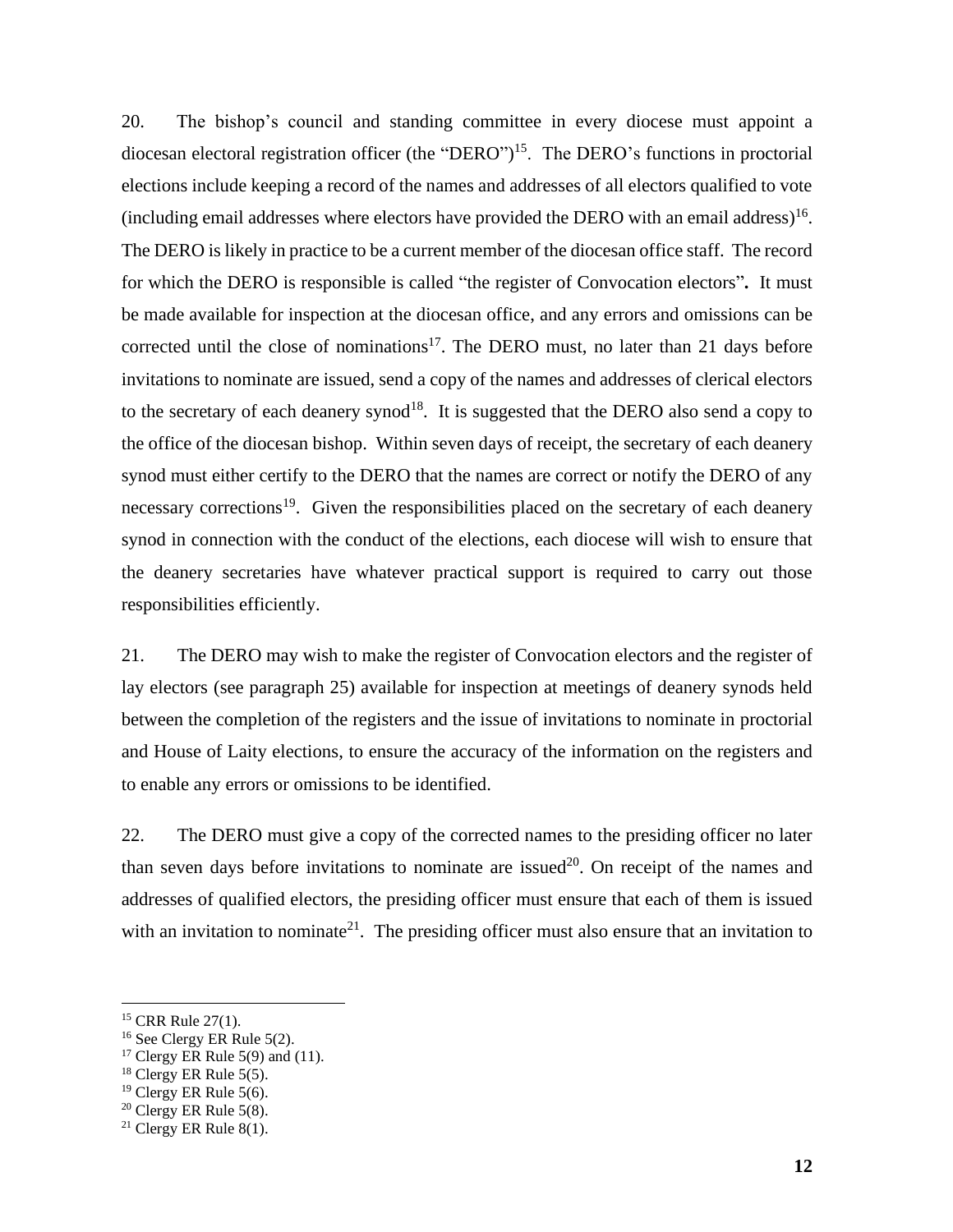20. The bishop's council and standing committee in every diocese must appoint a diocesan electoral registration officer (the "DERO")[15]. The DERO's functions in proctorial elections include keeping a record of the names and addresses of all electors qualified to vote (including email addresses where electors have provided the DERO with an email address)[16]. The DERO is likely in practice to be a current member of the diocesan office staff. The record for which the DERO is responsible is called "the register of Convocation electors"**.** It must be made available for inspection at the diocesan office, and any errors and omissions can be corrected until the close of nominations[17]. The DERO must, no later than 21 days before invitations to nominate are issued, send a copy of the names and addresses of clerical electors to the secretary of each deanery synod[18]. It is suggested that the DERO also send a copy to the office of the diocesan bishop. Within seven days of receipt, the secretary of each deanery synod must either certify to the DERO that the names are correct or notify the DERO of any necessary corrections[19]. Given the responsibilities placed on the secretary of each deanery synod in connection with the conduct of the elections, each diocese will wish to ensure that the deanery secretaries have whatever practical support is required to carry out those responsibilities efficiently.

21. The DERO may wish to make the register of Convocation electors and the register of lay electors (see paragraph 25) available for inspection at meetings of deanery synods held between the completion of the registers and the issue of invitations to nominate in proctorial and House of Laity elections, to ensure the accuracy of the information on the registers and to enable any errors or omissions to be identified.

22. The DERO must give a copy of the corrected names to the presiding officer no later than seven days before invitations to nominate are issued[20]. On receipt of the names and addresses of qualified electors, the presiding officer must ensure that each of them is issued with an invitation to nominate[21]. The presiding officer must also ensure that an invitation to

---

[15] CRR Rule 27(1).

[16] See Clergy ER Rule 5(2).

[17] Clergy ER Rule 5(9) and (11).

[18] Clergy ER Rule 5(5).

[19] Clergy ER Rule 5(6).

[20] Clergy ER Rule 5(8).

[21] Clergy ER Rule 8(1).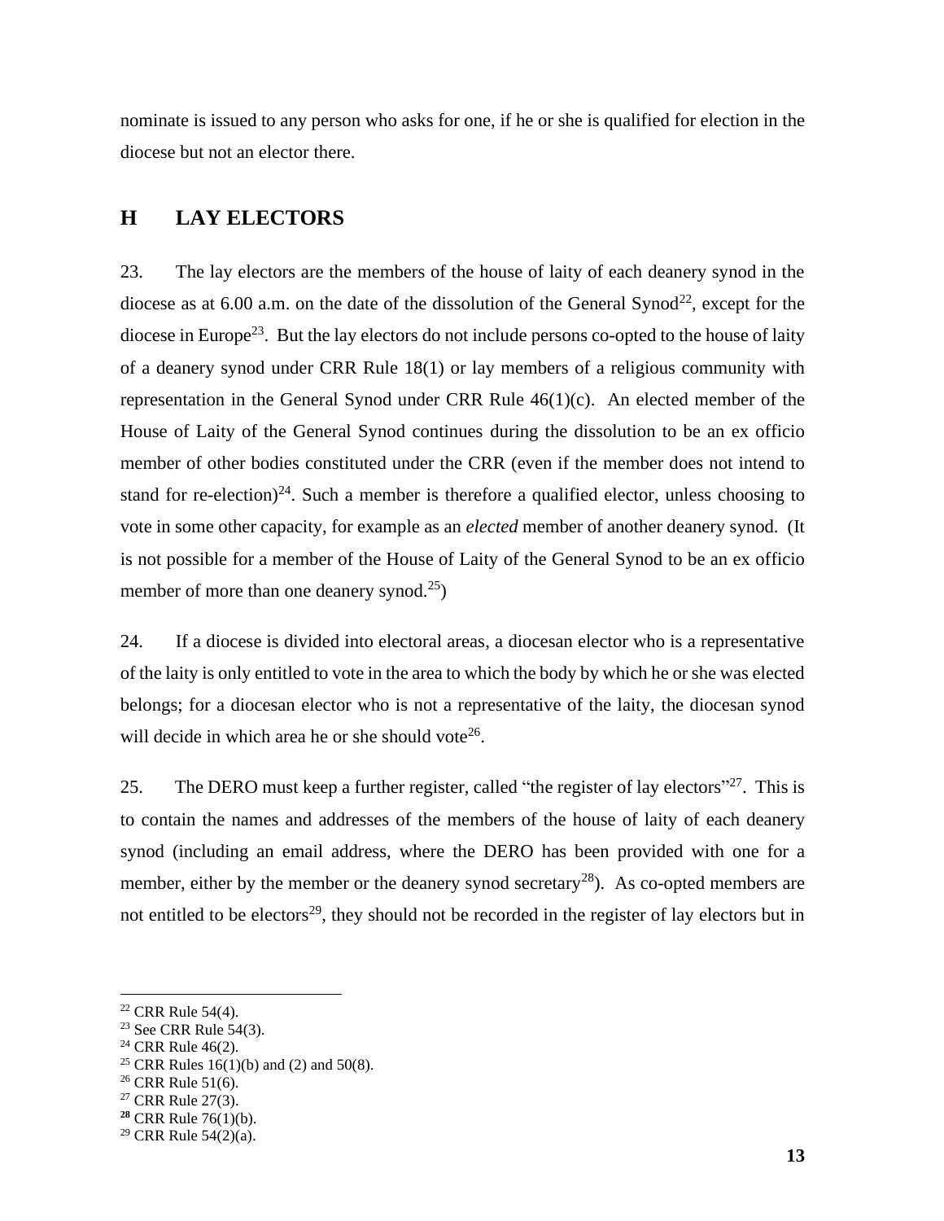nominate is issued to any person who asks for one, if he or she is qualified for election in the diocese but not an elector there.

## H LAY ELECTORS

23. The lay electors are the members of the house of laity of each deanery synod in the diocese as at 6.00 a.m. on the date of the dissolution of the General Synod[22], except for the diocese in Europe[23]. But the lay electors do not include persons co-opted to the house of laity of a deanery synod under CRR Rule 18(1) or lay members of a religious community with representation in the General Synod under CRR Rule 46(1)(c). An elected member of the House of Laity of the General Synod continues during the dissolution to be an ex officio member of other bodies constituted under the CRR (even if the member does not intend to stand for re-election)[24]. Such a member is therefore a qualified elector, unless choosing to vote in some other capacity, for example as an *elected* member of another deanery synod. (It is not possible for a member of the House of Laity of the General Synod to be an ex officio member of more than one deanery synod.[25])

24. If a diocese is divided into electoral areas, a diocesan elector who is a representative of the laity is only entitled to vote in the area to which the body by which he or she was elected belongs; for a diocesan elector who is not a representative of the laity, the diocesan synod will decide in which area he or she should vote[26].

25. The DERO must keep a further register, called "the register of lay electors"[27]. This is to contain the names and addresses of the members of the house of laity of each deanery synod (including an email address, where the DERO has been provided with one for a member, either by the member or the deanery synod secretary[28]). As co-opted members are not entitled to be electors[29], they should not be recorded in the register of lay electors but in

---

[22] CRR Rule 54(4).
[23] See CRR Rule 54(3).
[24] CRR Rule 46(2).
[25] CRR Rules 16(1)(b) and (2) and 50(8).
[26] CRR Rule 51(6).
[27] CRR Rule 27(3).
[28] CRR Rule 76(1)(b).
[29] CRR Rule 54(2)(a).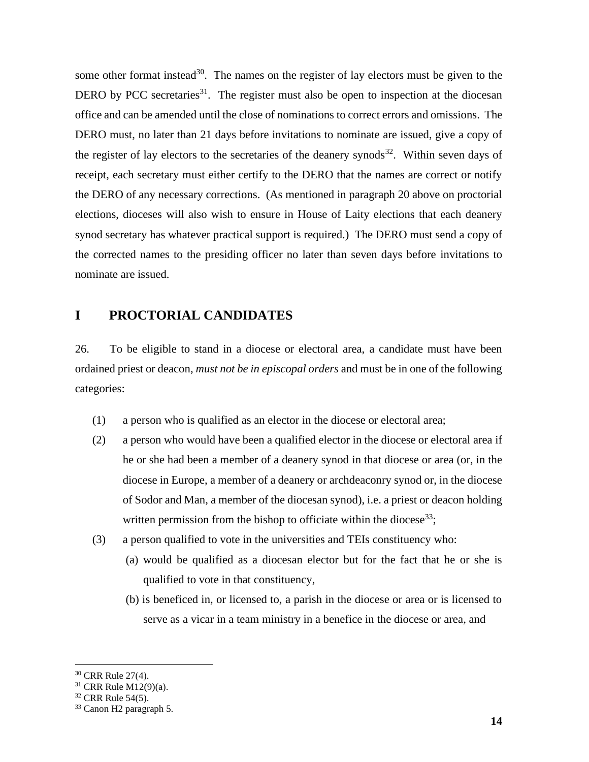some other format instead[30]. The names on the register of lay electors must be given to the DERO by PCC secretaries[31]. The register must also be open to inspection at the diocesan office and can be amended until the close of nominations to correct errors and omissions. The DERO must, no later than 21 days before invitations to nominate are issued, give a copy of the register of lay electors to the secretaries of the deanery synods[32]. Within seven days of receipt, each secretary must either certify to the DERO that the names are correct or notify the DERO of any necessary corrections. (As mentioned in paragraph 20 above on proctorial elections, dioceses will also wish to ensure in House of Laity elections that each deanery synod secretary has whatever practical support is required.) The DERO must send a copy of the corrected names to the presiding officer no later than seven days before invitations to nominate are issued.

## I PROCTORIAL CANDIDATES

26. To be eligible to stand in a diocese or electoral area, a candidate must have been ordained priest or deacon, *must not be in episcopal orders* and must be in one of the following categories:

(1) a person who is qualified as an elector in the diocese or electoral area;

(2) a person who would have been a qualified elector in the diocese or electoral area if he or she had been a member of a deanery synod in that diocese or area (or, in the diocese in Europe, a member of a deanery or archdeaconry synod or, in the diocese of Sodor and Man, a member of the diocesan synod), i.e. a priest or deacon holding written permission from the bishop to officiate within the diocese[33];

(3) a person qualified to vote in the universities and TEIs constituency who:

(a) would be qualified as a diocesan elector but for the fact that he or she is qualified to vote in that constituency,

(b) is beneficed in, or licensed to, a parish in the diocese or area or is licensed to serve as a vicar in a team ministry in a benefice in the diocese or area, and

---

[30] CRR Rule 27(4).

[31] CRR Rule M12(9)(a).

[32] CRR Rule 54(5).

[33] Canon H2 paragraph 5.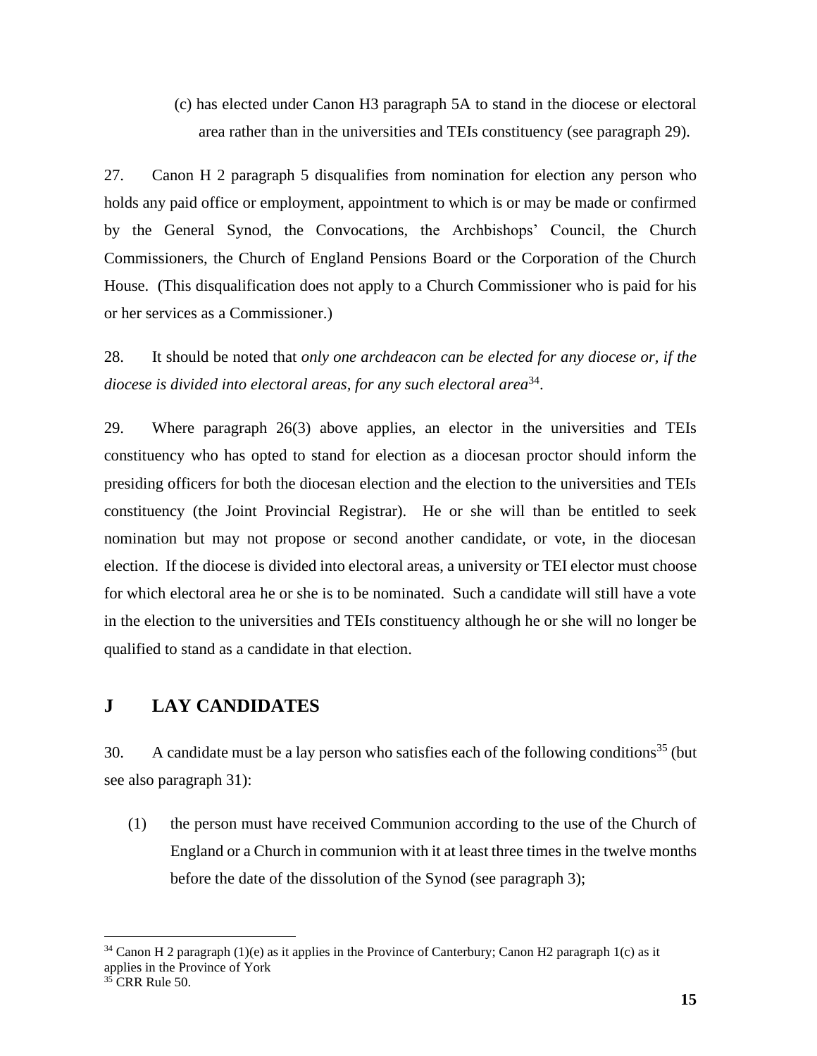(c) has elected under Canon H3 paragraph 5A to stand in the diocese or electoral area rather than in the universities and TEIs constituency (see paragraph 29).

27. Canon H 2 paragraph 5 disqualifies from nomination for election any person who holds any paid office or employment, appointment to which is or may be made or confirmed by the General Synod, the Convocations, the Archbishops' Council, the Church Commissioners, the Church of England Pensions Board or the Corporation of the Church House. (This disqualification does not apply to a Church Commissioner who is paid for his or her services as a Commissioner.)

28. It should be noted that *only one archdeacon can be elected for any diocese or, if the diocese is divided into electoral areas, for any such electoral area*[34].

29. Where paragraph 26(3) above applies, an elector in the universities and TEIs constituency who has opted to stand for election as a diocesan proctor should inform the presiding officers for both the diocesan election and the election to the universities and TEIs constituency (the Joint Provincial Registrar). He or she will than be entitled to seek nomination but may not propose or second another candidate, or vote, in the diocesan election. If the diocese is divided into electoral areas, a university or TEI elector must choose for which electoral area he or she is to be nominated. Such a candidate will still have a vote in the election to the universities and TEIs constituency although he or she will no longer be qualified to stand as a candidate in that election.

## J LAY CANDIDATES

30. A candidate must be a lay person who satisfies each of the following conditions[35] (but see also paragraph 31):

(1) the person must have received Communion according to the use of the Church of England or a Church in communion with it at least three times in the twelve months before the date of the dissolution of the Synod (see paragraph 3);

---

[34] Canon H 2 paragraph (1)(e) as it applies in the Province of Canterbury; Canon H2 paragraph 1(c) as it applies in the Province of York

[35] CRR Rule 50.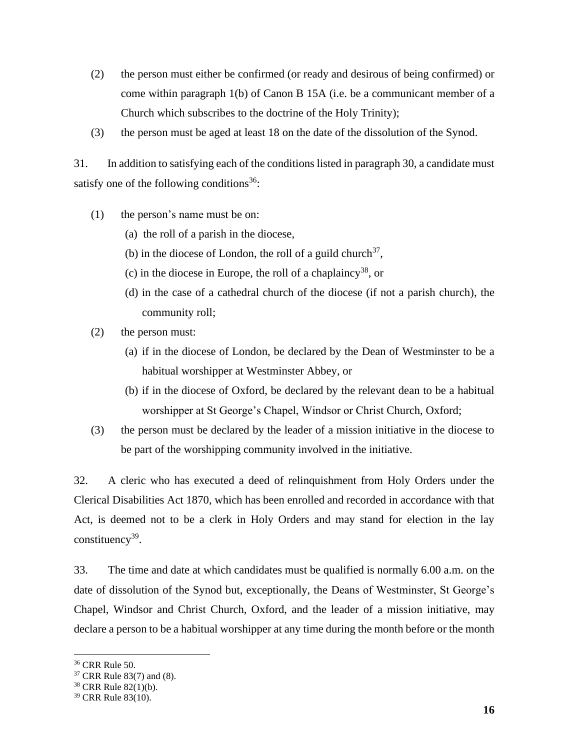(2) the person must either be confirmed (or ready and desirous of being confirmed) or come within paragraph 1(b) of Canon B 15A (i.e. be a communicant member of a Church which subscribes to the doctrine of the Holy Trinity);

(3) the person must be aged at least 18 on the date of the dissolution of the Synod.

31. In addition to satisfying each of the conditions listed in paragraph 30, a candidate must satisfy one of the following conditions[36]:

(1) the person's name must be on:

 (a) the roll of a parish in the diocese,

 (b) in the diocese of London, the roll of a guild church[37],

 (c) in the diocese in Europe, the roll of a chaplaincy[38], or

 (d) in the case of a cathedral church of the diocese (if not a parish church), the community roll;

(2) the person must:

 (a) if in the diocese of London, be declared by the Dean of Westminster to be a habitual worshipper at Westminster Abbey, or

 (b) if in the diocese of Oxford, be declared by the relevant dean to be a habitual worshipper at St George's Chapel, Windsor or Christ Church, Oxford;

(3) the person must be declared by the leader of a mission initiative in the diocese to be part of the worshipping community involved in the initiative.

32. A cleric who has executed a deed of relinquishment from Holy Orders under the Clerical Disabilities Act 1870, which has been enrolled and recorded in accordance with that Act, is deemed not to be a clerk in Holy Orders and may stand for election in the lay constituency[39].

33. The time and date at which candidates must be qualified is normally 6.00 a.m. on the date of dissolution of the Synod but, exceptionally, the Deans of Westminster, St George's Chapel, Windsor and Christ Church, Oxford, and the leader of a mission initiative, may declare a person to be a habitual worshipper at any time during the month before or the month

---

[36] CRR Rule 50.

[37] CRR Rule 83(7) and (8).

[38] CRR Rule 82(1)(b).

[39] CRR Rule 83(10).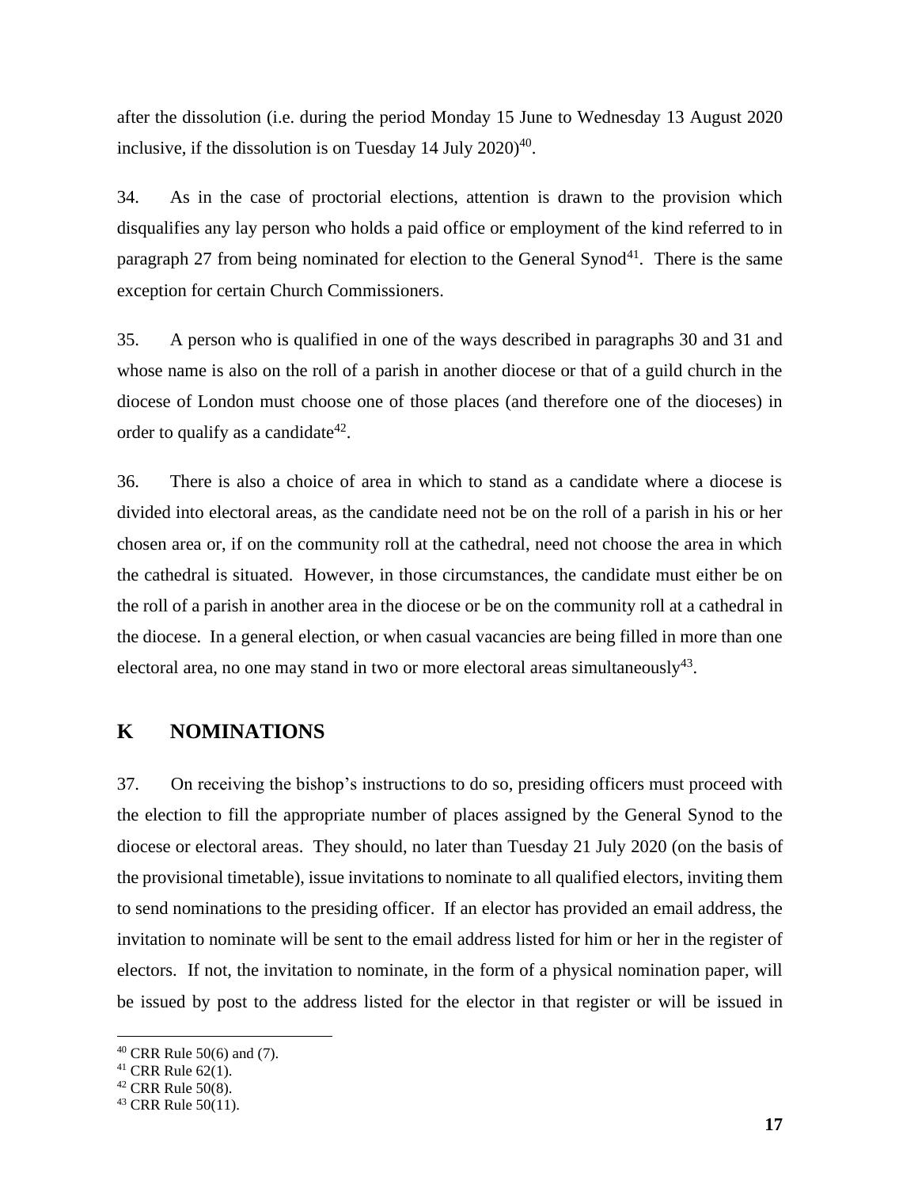after the dissolution (i.e. during the period Monday 15 June to Wednesday 13 August 2020 inclusive, if the dissolution is on Tuesday 14 July 2020)[40].

34. As in the case of proctorial elections, attention is drawn to the provision which disqualifies any lay person who holds a paid office or employment of the kind referred to in paragraph 27 from being nominated for election to the General Synod[41]. There is the same exception for certain Church Commissioners.

35. A person who is qualified in one of the ways described in paragraphs 30 and 31 and whose name is also on the roll of a parish in another diocese or that of a guild church in the diocese of London must choose one of those places (and therefore one of the dioceses) in order to qualify as a candidate[42].

36. There is also a choice of area in which to stand as a candidate where a diocese is divided into electoral areas, as the candidate need not be on the roll of a parish in his or her chosen area or, if on the community roll at the cathedral, need not choose the area in which the cathedral is situated. However, in those circumstances, the candidate must either be on the roll of a parish in another area in the diocese or be on the community roll at a cathedral in the diocese. In a general election, or when casual vacancies are being filled in more than one electoral area, no one may stand in two or more electoral areas simultaneously[43].

## K NOMINATIONS

37. On receiving the bishop's instructions to do so, presiding officers must proceed with the election to fill the appropriate number of places assigned by the General Synod to the diocese or electoral areas. They should, no later than Tuesday 21 July 2020 (on the basis of the provisional timetable), issue invitations to nominate to all qualified electors, inviting them to send nominations to the presiding officer. If an elector has provided an email address, the invitation to nominate will be sent to the email address listed for him or her in the register of electors. If not, the invitation to nominate, in the form of a physical nomination paper, will be issued by post to the address listed for the elector in that register or will be issued in

---

[40] CRR Rule 50(6) and (7).
[41] CRR Rule 62(1).
[42] CRR Rule 50(8).
[43] CRR Rule 50(11).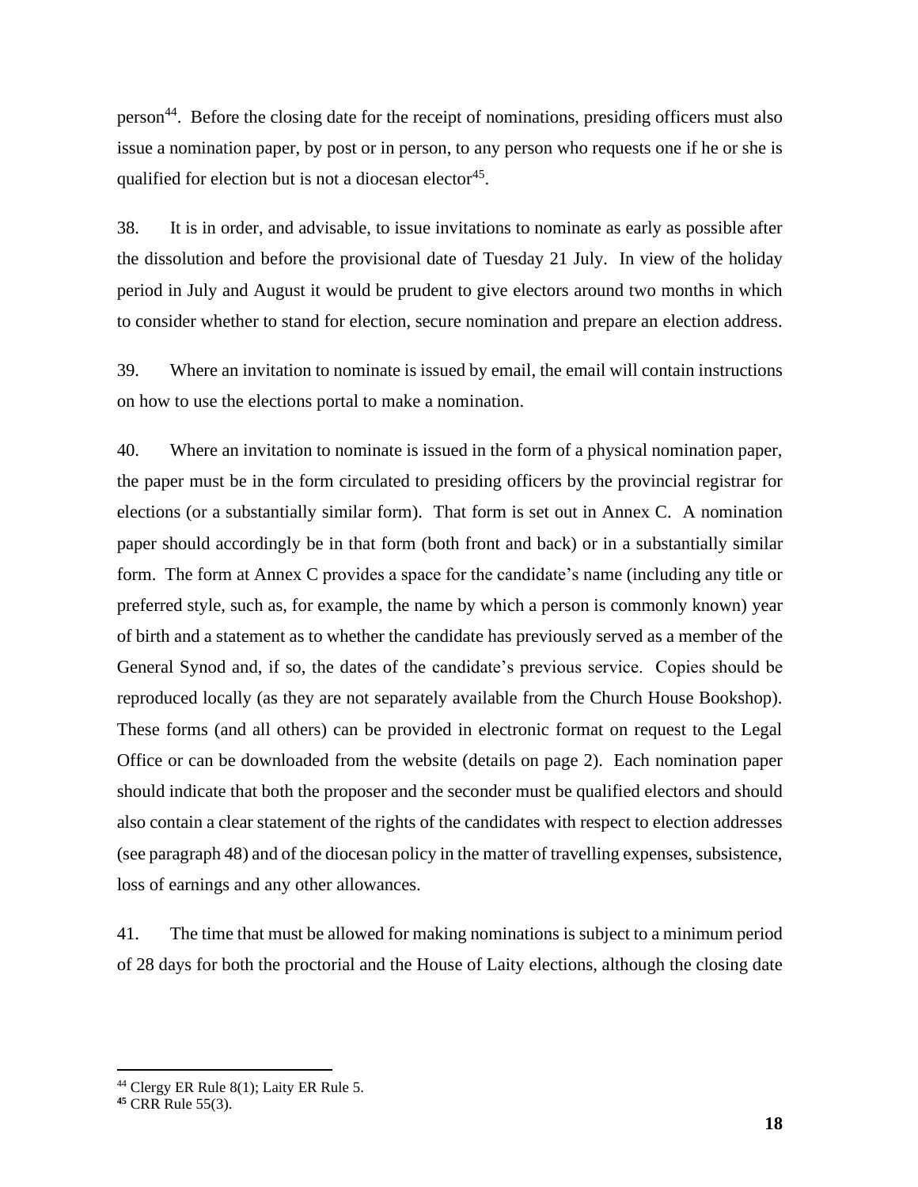person[44]. Before the closing date for the receipt of nominations, presiding officers must also issue a nomination paper, by post or in person, to any person who requests one if he or she is qualified for election but is not a diocesan elector[45].

38. It is in order, and advisable, to issue invitations to nominate as early as possible after the dissolution and before the provisional date of Tuesday 21 July. In view of the holiday period in July and August it would be prudent to give electors around two months in which to consider whether to stand for election, secure nomination and prepare an election address.

39. Where an invitation to nominate is issued by email, the email will contain instructions on how to use the elections portal to make a nomination.

40. Where an invitation to nominate is issued in the form of a physical nomination paper, the paper must be in the form circulated to presiding officers by the provincial registrar for elections (or a substantially similar form). That form is set out in Annex C. A nomination paper should accordingly be in that form (both front and back) or in a substantially similar form. The form at Annex C provides a space for the candidate's name (including any title or preferred style, such as, for example, the name by which a person is commonly known) year of birth and a statement as to whether the candidate has previously served as a member of the General Synod and, if so, the dates of the candidate's previous service. Copies should be reproduced locally (as they are not separately available from the Church House Bookshop). These forms (and all others) can be provided in electronic format on request to the Legal Office or can be downloaded from the website (details on page 2). Each nomination paper should indicate that both the proposer and the seconder must be qualified electors and should also contain a clear statement of the rights of the candidates with respect to election addresses (see paragraph 48) and of the diocesan policy in the matter of travelling expenses, subsistence, loss of earnings and any other allowances.

41. The time that must be allowed for making nominations is subject to a minimum period of 28 days for both the proctorial and the House of Laity elections, although the closing date

---

[44] Clergy ER Rule 8(1); Laity ER Rule 5.

[45] CRR Rule 55(3).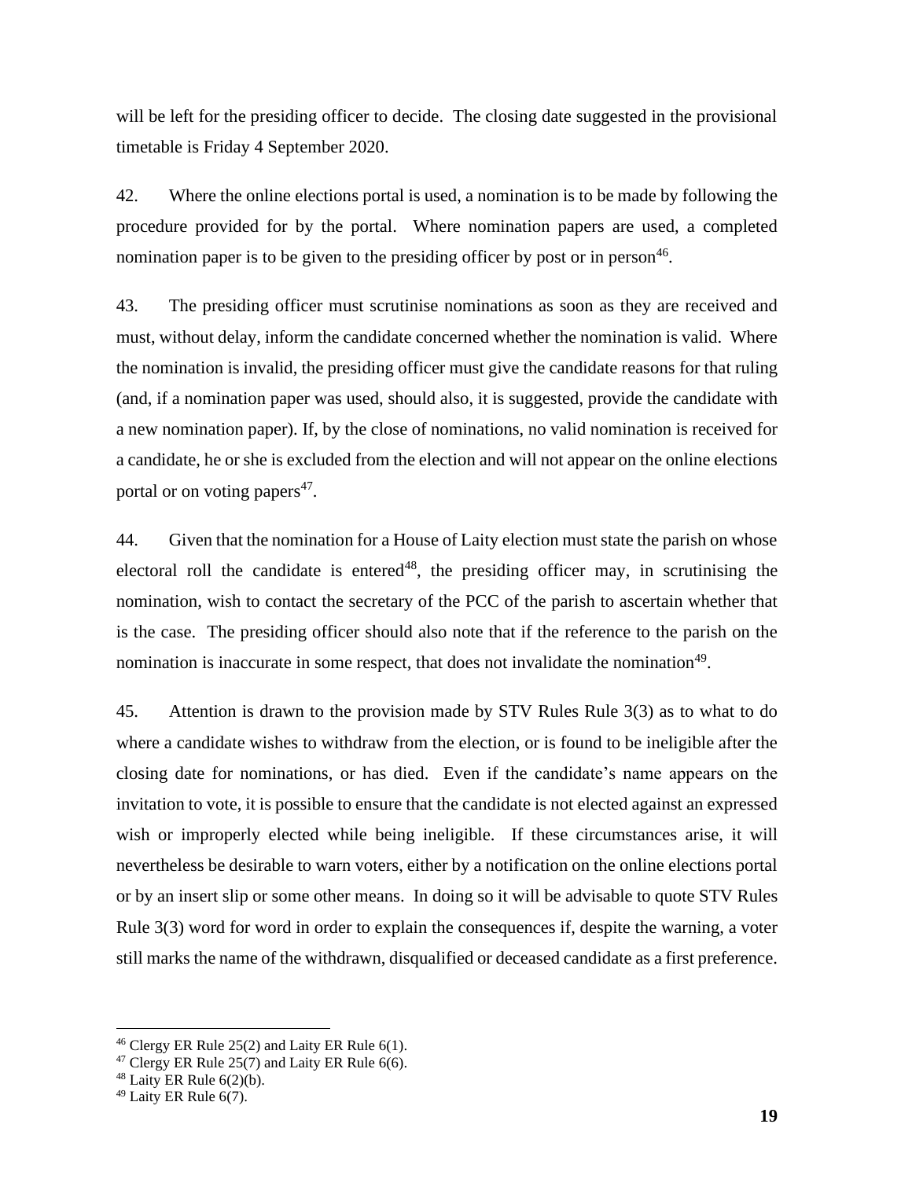will be left for the presiding officer to decide. The closing date suggested in the provisional timetable is Friday 4 September 2020.

42. Where the online elections portal is used, a nomination is to be made by following the procedure provided for by the portal. Where nomination papers are used, a completed nomination paper is to be given to the presiding officer by post or in person[46].

43. The presiding officer must scrutinise nominations as soon as they are received and must, without delay, inform the candidate concerned whether the nomination is valid. Where the nomination is invalid, the presiding officer must give the candidate reasons for that ruling (and, if a nomination paper was used, should also, it is suggested, provide the candidate with a new nomination paper). If, by the close of nominations, no valid nomination is received for a candidate, he or she is excluded from the election and will not appear on the online elections portal or on voting papers[47].

44. Given that the nomination for a House of Laity election must state the parish on whose electoral roll the candidate is entered[48], the presiding officer may, in scrutinising the nomination, wish to contact the secretary of the PCC of the parish to ascertain whether that is the case. The presiding officer should also note that if the reference to the parish on the nomination is inaccurate in some respect, that does not invalidate the nomination[49].

45. Attention is drawn to the provision made by STV Rules Rule 3(3) as to what to do where a candidate wishes to withdraw from the election, or is found to be ineligible after the closing date for nominations, or has died. Even if the candidate's name appears on the invitation to vote, it is possible to ensure that the candidate is not elected against an expressed wish or improperly elected while being ineligible. If these circumstances arise, it will nevertheless be desirable to warn voters, either by a notification on the online elections portal or by an insert slip or some other means. In doing so it will be advisable to quote STV Rules Rule 3(3) word for word in order to explain the consequences if, despite the warning, a voter still marks the name of the withdrawn, disqualified or deceased candidate as a first preference.

---

[46] Clergy ER Rule 25(2) and Laity ER Rule 6(1).

[47] Clergy ER Rule 25(7) and Laity ER Rule 6(6).

[48] Laity ER Rule 6(2)(b).

[49] Laity ER Rule 6(7).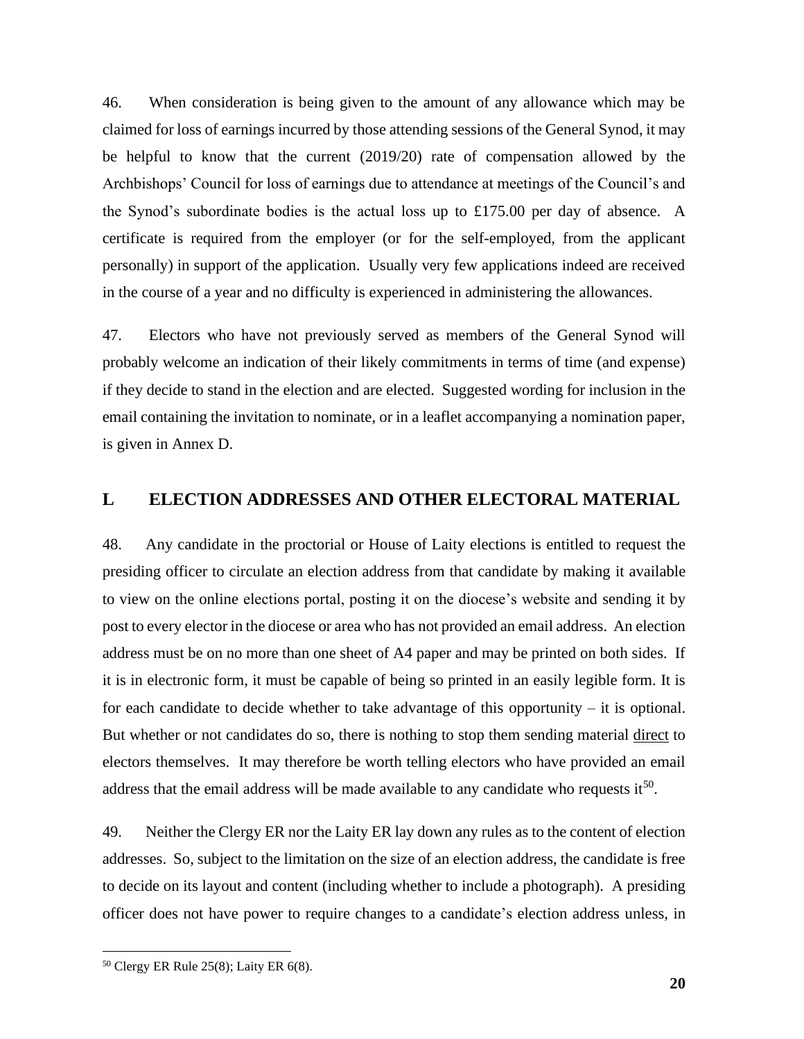46. When consideration is being given to the amount of any allowance which may be claimed for loss of earnings incurred by those attending sessions of the General Synod, it may be helpful to know that the current (2019/20) rate of compensation allowed by the Archbishops' Council for loss of earnings due to attendance at meetings of the Council's and the Synod's subordinate bodies is the actual loss up to £175.00 per day of absence. A certificate is required from the employer (or for the self-employed, from the applicant personally) in support of the application. Usually very few applications indeed are received in the course of a year and no difficulty is experienced in administering the allowances.

47. Electors who have not previously served as members of the General Synod will probably welcome an indication of their likely commitments in terms of time (and expense) if they decide to stand in the election and are elected. Suggested wording for inclusion in the email containing the invitation to nominate, or in a leaflet accompanying a nomination paper, is given in Annex D.

## L ELECTION ADDRESSES AND OTHER ELECTORAL MATERIAL

48. Any candidate in the proctorial or House of Laity elections is entitled to request the presiding officer to circulate an election address from that candidate by making it available to view on the online elections portal, posting it on the diocese's website and sending it by post to every elector in the diocese or area who has not provided an email address. An election address must be on no more than one sheet of A4 paper and may be printed on both sides. If it is in electronic form, it must be capable of being so printed in an easily legible form. It is for each candidate to decide whether to take advantage of this opportunity – it is optional. But whether or not candidates do so, there is nothing to stop them sending material <u>direct</u> to electors themselves. It may therefore be worth telling electors who have provided an email address that the email address will be made available to any candidate who requests it[50].

49. Neither the Clergy ER nor the Laity ER lay down any rules as to the content of election addresses. So, subject to the limitation on the size of an election address, the candidate is free to decide on its layout and content (including whether to include a photograph). A presiding officer does not have power to require changes to a candidate's election address unless, in

---

[50] Clergy ER Rule 25(8); Laity ER 6(8).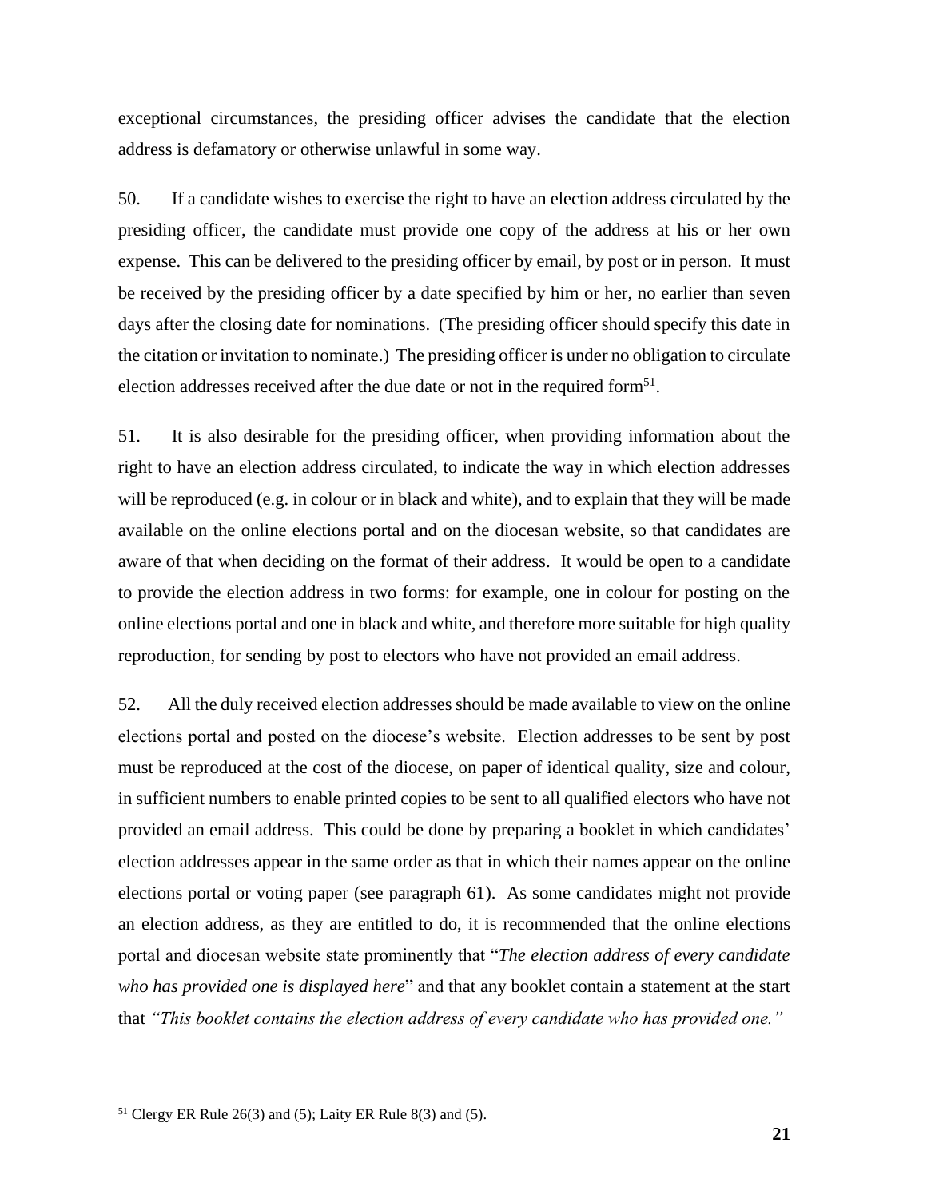exceptional circumstances, the presiding officer advises the candidate that the election address is defamatory or otherwise unlawful in some way.

50. If a candidate wishes to exercise the right to have an election address circulated by the presiding officer, the candidate must provide one copy of the address at his or her own expense. This can be delivered to the presiding officer by email, by post or in person. It must be received by the presiding officer by a date specified by him or her, no earlier than seven days after the closing date for nominations. (The presiding officer should specify this date in the citation or invitation to nominate.) The presiding officer is under no obligation to circulate election addresses received after the due date or not in the required form[51].

51. It is also desirable for the presiding officer, when providing information about the right to have an election address circulated, to indicate the way in which election addresses will be reproduced (e.g. in colour or in black and white), and to explain that they will be made available on the online elections portal and on the diocesan website, so that candidates are aware of that when deciding on the format of their address. It would be open to a candidate to provide the election address in two forms: for example, one in colour for posting on the online elections portal and one in black and white, and therefore more suitable for high quality reproduction, for sending by post to electors who have not provided an email address.

52. All the duly received election addresses should be made available to view on the online elections portal and posted on the diocese's website. Election addresses to be sent by post must be reproduced at the cost of the diocese, on paper of identical quality, size and colour, in sufficient numbers to enable printed copies to be sent to all qualified electors who have not provided an email address. This could be done by preparing a booklet in which candidates' election addresses appear in the same order as that in which their names appear on the online elections portal or voting paper (see paragraph 61). As some candidates might not provide an election address, as they are entitled to do, it is recommended that the online elections portal and diocesan website state prominently that "*The election address of every candidate who has provided one is displayed here*" and that any booklet contain a statement at the start that *"This booklet contains the election address of every candidate who has provided one."*

[51] Clergy ER Rule 26(3) and (5); Laity ER Rule 8(3) and (5).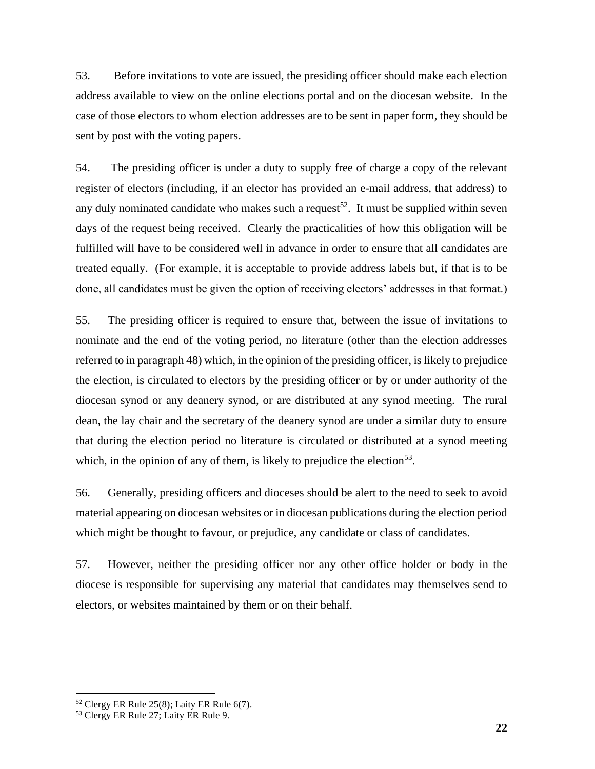53. Before invitations to vote are issued, the presiding officer should make each election address available to view on the online elections portal and on the diocesan website. In the case of those electors to whom election addresses are to be sent in paper form, they should be sent by post with the voting papers.

54. The presiding officer is under a duty to supply free of charge a copy of the relevant register of electors (including, if an elector has provided an e-mail address, that address) to any duly nominated candidate who makes such a request[52]. It must be supplied within seven days of the request being received. Clearly the practicalities of how this obligation will be fulfilled will have to be considered well in advance in order to ensure that all candidates are treated equally. (For example, it is acceptable to provide address labels but, if that is to be done, all candidates must be given the option of receiving electors' addresses in that format.)

55. The presiding officer is required to ensure that, between the issue of invitations to nominate and the end of the voting period, no literature (other than the election addresses referred to in paragraph 48) which, in the opinion of the presiding officer, is likely to prejudice the election, is circulated to electors by the presiding officer or by or under authority of the diocesan synod or any deanery synod, or are distributed at any synod meeting. The rural dean, the lay chair and the secretary of the deanery synod are under a similar duty to ensure that during the election period no literature is circulated or distributed at a synod meeting which, in the opinion of any of them, is likely to prejudice the election[53].

56. Generally, presiding officers and dioceses should be alert to the need to seek to avoid material appearing on diocesan websites or in diocesan publications during the election period which might be thought to favour, or prejudice, any candidate or class of candidates.

57. However, neither the presiding officer nor any other office holder or body in the diocese is responsible for supervising any material that candidates may themselves send to electors, or websites maintained by them or on their behalf.

---

[52] Clergy ER Rule 25(8); Laity ER Rule 6(7).

[53] Clergy ER Rule 27; Laity ER Rule 9.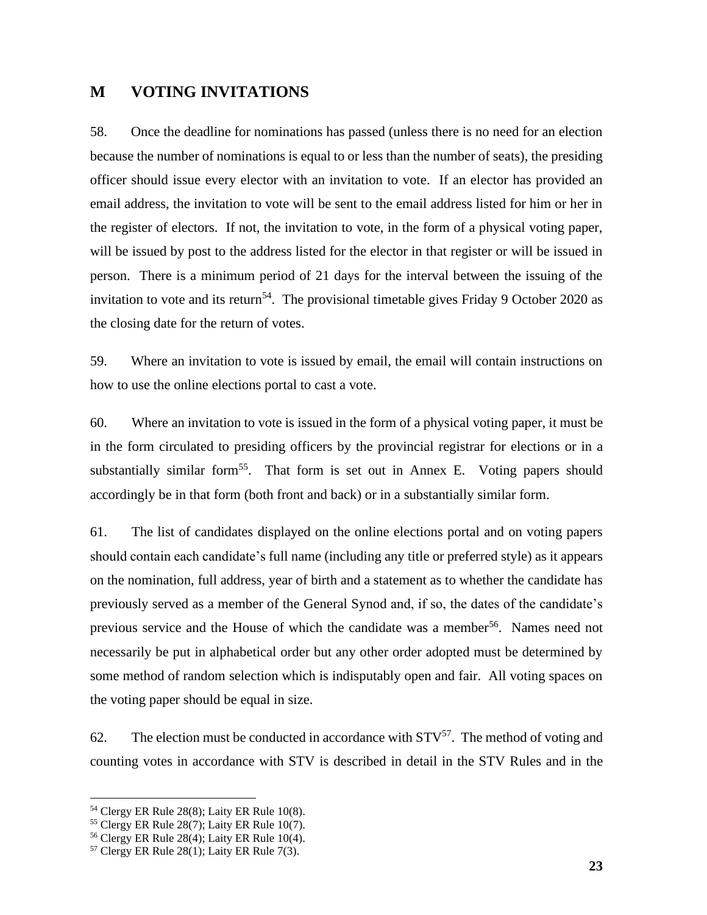## M VOTING INVITATIONS

58. Once the deadline for nominations has passed (unless there is no need for an election because the number of nominations is equal to or less than the number of seats), the presiding officer should issue every elector with an invitation to vote. If an elector has provided an email address, the invitation to vote will be sent to the email address listed for him or her in the register of electors. If not, the invitation to vote, in the form of a physical voting paper, will be issued by post to the address listed for the elector in that register or will be issued in person. There is a minimum period of 21 days for the interval between the issuing of the invitation to vote and its return[54]. The provisional timetable gives Friday 9 October 2020 as the closing date for the return of votes.

59. Where an invitation to vote is issued by email, the email will contain instructions on how to use the online elections portal to cast a vote.

60. Where an invitation to vote is issued in the form of a physical voting paper, it must be in the form circulated to presiding officers by the provincial registrar for elections or in a substantially similar form[55]. That form is set out in Annex E. Voting papers should accordingly be in that form (both front and back) or in a substantially similar form.

61. The list of candidates displayed on the online elections portal and on voting papers should contain each candidate's full name (including any title or preferred style) as it appears on the nomination, full address, year of birth and a statement as to whether the candidate has previously served as a member of the General Synod and, if so, the dates of the candidate's previous service and the House of which the candidate was a member[56]. Names need not necessarily be put in alphabetical order but any other order adopted must be determined by some method of random selection which is indisputably open and fair. All voting spaces on the voting paper should be equal in size.

62. The election must be conducted in accordance with STV[57]. The method of voting and counting votes in accordance with STV is described in detail in the STV Rules and in the

---

[54] Clergy ER Rule 28(8); Laity ER Rule 10(8).
[55] Clergy ER Rule 28(7); Laity ER Rule 10(7).
[56] Clergy ER Rule 28(4); Laity ER Rule 10(4).
[57] Clergy ER Rule 28(1); Laity ER Rule 7(3).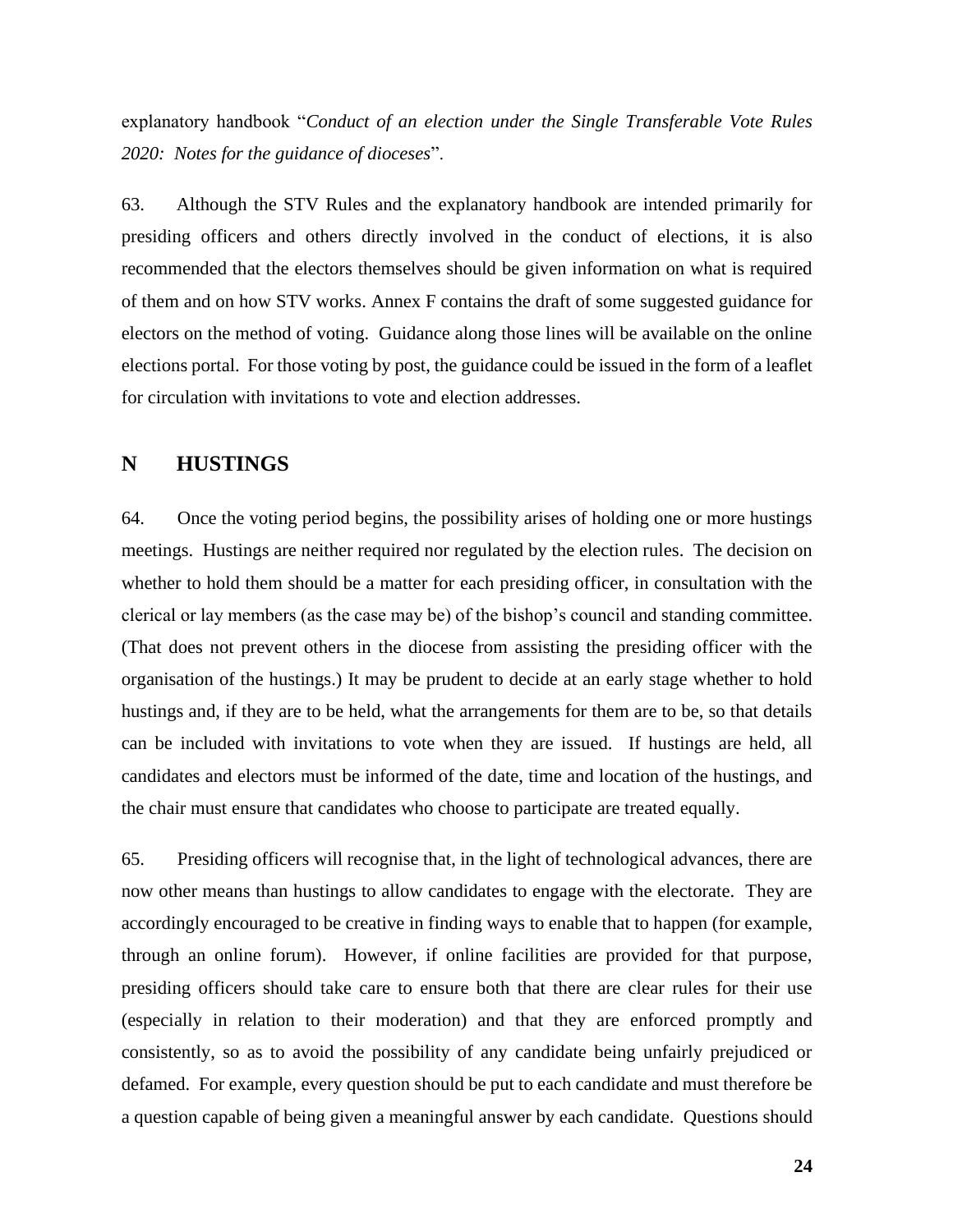explanatory handbook "*Conduct of an election under the Single Transferable Vote Rules 2020: Notes for the guidance of dioceses*".

63. Although the STV Rules and the explanatory handbook are intended primarily for presiding officers and others directly involved in the conduct of elections, it is also recommended that the electors themselves should be given information on what is required of them and on how STV works. Annex F contains the draft of some suggested guidance for electors on the method of voting. Guidance along those lines will be available on the online elections portal. For those voting by post, the guidance could be issued in the form of a leaflet for circulation with invitations to vote and election addresses.

## N HUSTINGS

64. Once the voting period begins, the possibility arises of holding one or more hustings meetings. Hustings are neither required nor regulated by the election rules. The decision on whether to hold them should be a matter for each presiding officer, in consultation with the clerical or lay members (as the case may be) of the bishop's council and standing committee. (That does not prevent others in the diocese from assisting the presiding officer with the organisation of the hustings.) It may be prudent to decide at an early stage whether to hold hustings and, if they are to be held, what the arrangements for them are to be, so that details can be included with invitations to vote when they are issued. If hustings are held, all candidates and electors must be informed of the date, time and location of the hustings, and the chair must ensure that candidates who choose to participate are treated equally.

65. Presiding officers will recognise that, in the light of technological advances, there are now other means than hustings to allow candidates to engage with the electorate. They are accordingly encouraged to be creative in finding ways to enable that to happen (for example, through an online forum). However, if online facilities are provided for that purpose, presiding officers should take care to ensure both that there are clear rules for their use (especially in relation to their moderation) and that they are enforced promptly and consistently, so as to avoid the possibility of any candidate being unfairly prejudiced or defamed. For example, every question should be put to each candidate and must therefore be a question capable of being given a meaningful answer by each candidate. Questions should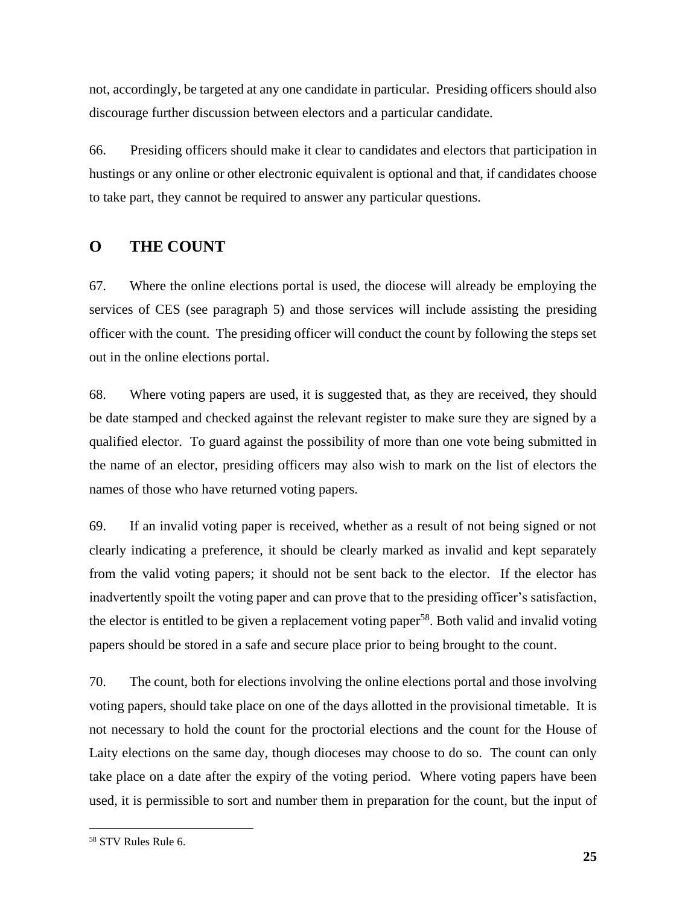not, accordingly, be targeted at any one candidate in particular. Presiding officers should also discourage further discussion between electors and a particular candidate.

66. Presiding officers should make it clear to candidates and electors that participation in hustings or any online or other electronic equivalent is optional and that, if candidates choose to take part, they cannot be required to answer any particular questions.

## O THE COUNT

67. Where the online elections portal is used, the diocese will already be employing the services of CES (see paragraph 5) and those services will include assisting the presiding officer with the count. The presiding officer will conduct the count by following the steps set out in the online elections portal.

68. Where voting papers are used, it is suggested that, as they are received, they should be date stamped and checked against the relevant register to make sure they are signed by a qualified elector. To guard against the possibility of more than one vote being submitted in the name of an elector, presiding officers may also wish to mark on the list of electors the names of those who have returned voting papers.

69. If an invalid voting paper is received, whether as a result of not being signed or not clearly indicating a preference, it should be clearly marked as invalid and kept separately from the valid voting papers; it should not be sent back to the elector. If the elector has inadvertently spoilt the voting paper and can prove that to the presiding officer's satisfaction, the elector is entitled to be given a replacement voting paper[58]. Both valid and invalid voting papers should be stored in a safe and secure place prior to being brought to the count.

70. The count, both for elections involving the online elections portal and those involving voting papers, should take place on one of the days allotted in the provisional timetable. It is not necessary to hold the count for the proctorial elections and the count for the House of Laity elections on the same day, though dioceses may choose to do so. The count can only take place on a date after the expiry of the voting period. Where voting papers have been used, it is permissible to sort and number them in preparation for the count, but the input of

[58] STV Rules Rule 6.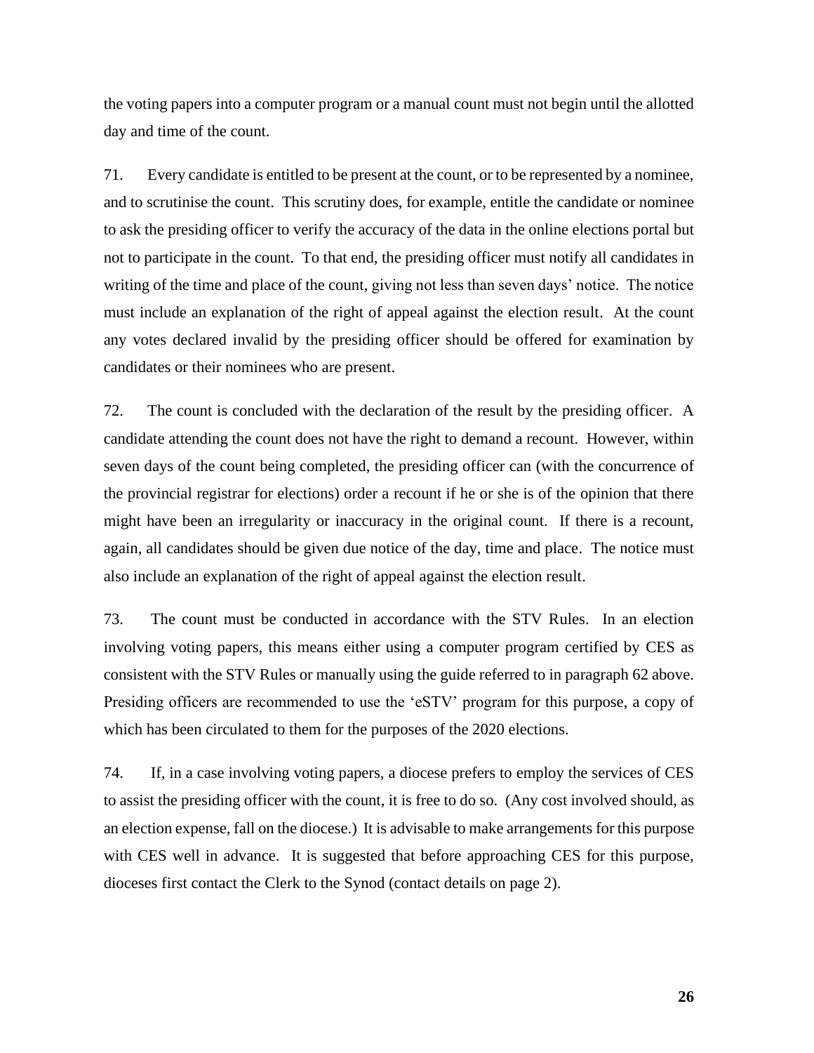the voting papers into a computer program or a manual count must not begin until the allotted day and time of the count.

71. Every candidate is entitled to be present at the count, or to be represented by a nominee, and to scrutinise the count. This scrutiny does, for example, entitle the candidate or nominee to ask the presiding officer to verify the accuracy of the data in the online elections portal but not to participate in the count. To that end, the presiding officer must notify all candidates in writing of the time and place of the count, giving not less than seven days' notice. The notice must include an explanation of the right of appeal against the election result. At the count any votes declared invalid by the presiding officer should be offered for examination by candidates or their nominees who are present.

72. The count is concluded with the declaration of the result by the presiding officer. A candidate attending the count does not have the right to demand a recount. However, within seven days of the count being completed, the presiding officer can (with the concurrence of the provincial registrar for elections) order a recount if he or she is of the opinion that there might have been an irregularity or inaccuracy in the original count. If there is a recount, again, all candidates should be given due notice of the day, time and place. The notice must also include an explanation of the right of appeal against the election result.

73. The count must be conducted in accordance with the STV Rules. In an election involving voting papers, this means either using a computer program certified by CES as consistent with the STV Rules or manually using the guide referred to in paragraph 62 above. Presiding officers are recommended to use the 'eSTV' program for this purpose, a copy of which has been circulated to them for the purposes of the 2020 elections.

74. If, in a case involving voting papers, a diocese prefers to employ the services of CES to assist the presiding officer with the count, it is free to do so. (Any cost involved should, as an election expense, fall on the diocese.) It is advisable to make arrangements for this purpose with CES well in advance. It is suggested that before approaching CES for this purpose, dioceses first contact the Clerk to the Synod (contact details on page 2).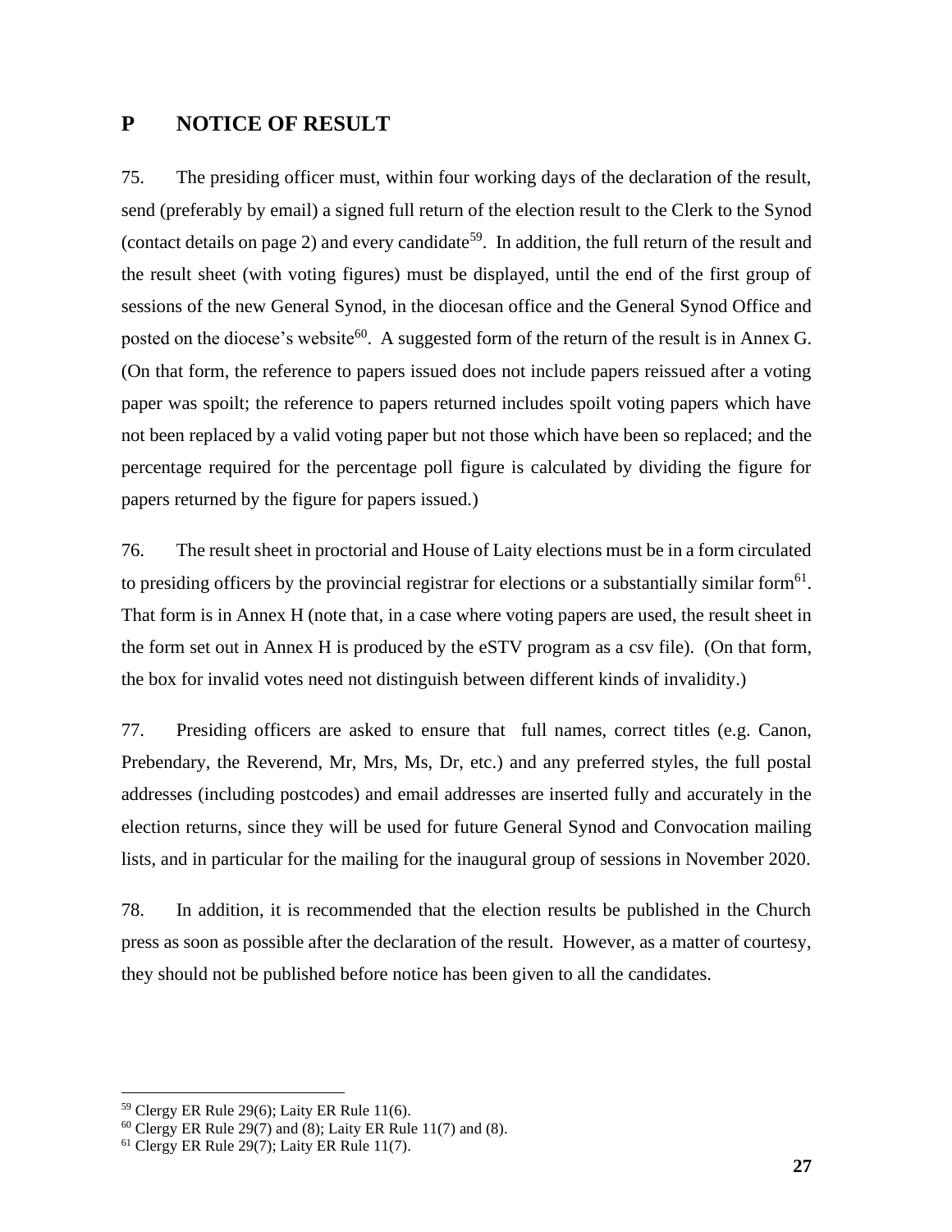## P NOTICE OF RESULT

75. The presiding officer must, within four working days of the declaration of the result, send (preferably by email) a signed full return of the election result to the Clerk to the Synod (contact details on page 2) and every candidate[59]. In addition, the full return of the result and the result sheet (with voting figures) must be displayed, until the end of the first group of sessions of the new General Synod, in the diocesan office and the General Synod Office and posted on the diocese's website[60]. A suggested form of the return of the result is in Annex G. (On that form, the reference to papers issued does not include papers reissued after a voting paper was spoilt; the reference to papers returned includes spoilt voting papers which have not been replaced by a valid voting paper but not those which have been so replaced; and the percentage required for the percentage poll figure is calculated by dividing the figure for papers returned by the figure for papers issued.)

76. The result sheet in proctorial and House of Laity elections must be in a form circulated to presiding officers by the provincial registrar for elections or a substantially similar form[61]. That form is in Annex H (note that, in a case where voting papers are used, the result sheet in the form set out in Annex H is produced by the eSTV program as a csv file). (On that form, the box for invalid votes need not distinguish between different kinds of invalidity.)

77. Presiding officers are asked to ensure that full names, correct titles (e.g. Canon, Prebendary, the Reverend, Mr, Mrs, Ms, Dr, etc.) and any preferred styles, the full postal addresses (including postcodes) and email addresses are inserted fully and accurately in the election returns, since they will be used for future General Synod and Convocation mailing lists, and in particular for the mailing for the inaugural group of sessions in November 2020.

78. In addition, it is recommended that the election results be published in the Church press as soon as possible after the declaration of the result. However, as a matter of courtesy, they should not be published before notice has been given to all the candidates.

---

[59] Clergy ER Rule 29(6); Laity ER Rule 11(6).

[60] Clergy ER Rule 29(7) and (8); Laity ER Rule 11(7) and (8).

[61] Clergy ER Rule 29(7); Laity ER Rule 11(7).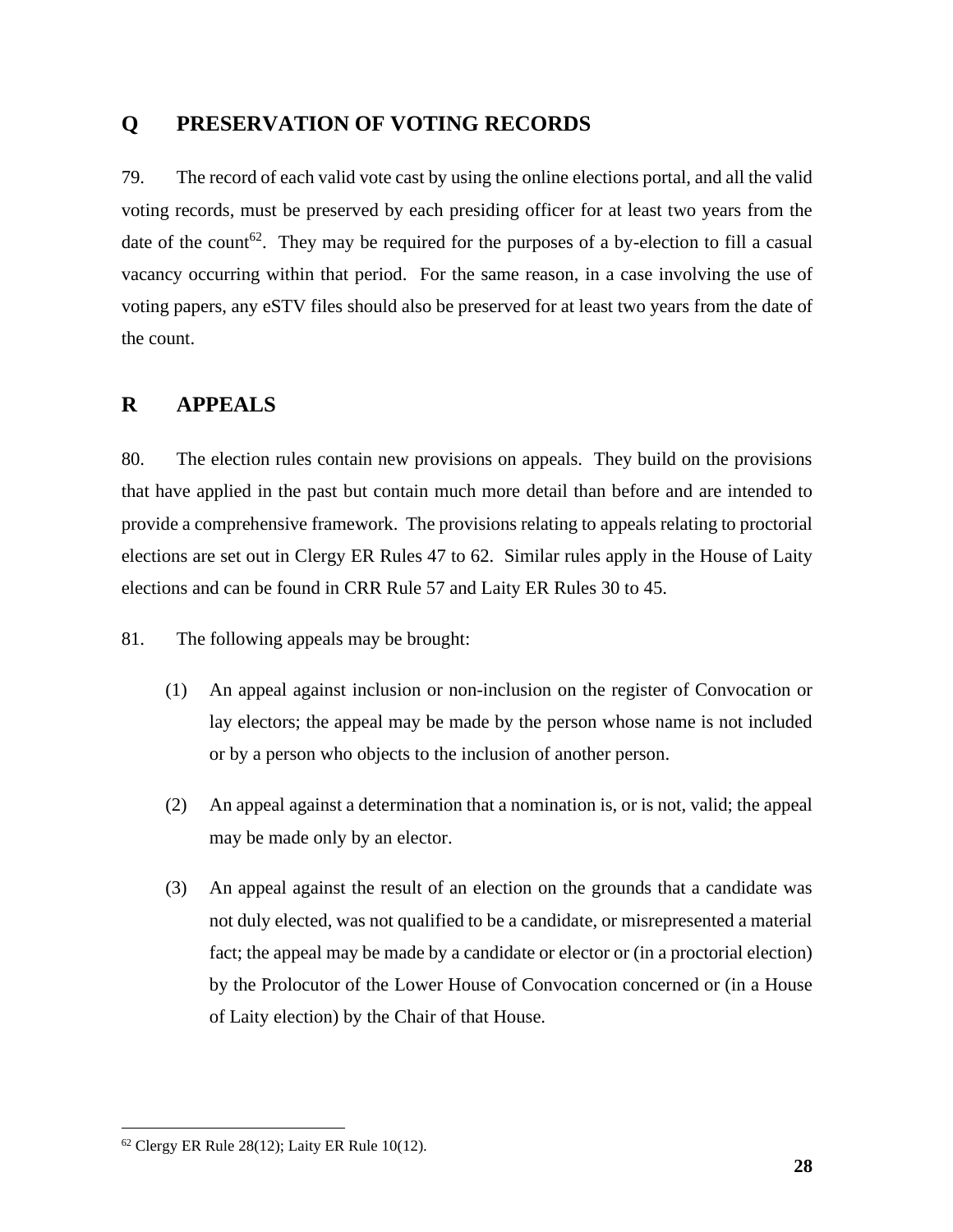## Q PRESERVATION OF VOTING RECORDS

79. The record of each valid vote cast by using the online elections portal, and all the valid voting records, must be preserved by each presiding officer for at least two years from the date of the count[62]. They may be required for the purposes of a by-election to fill a casual vacancy occurring within that period. For the same reason, in a case involving the use of voting papers, any eSTV files should also be preserved for at least two years from the date of the count.

## R APPEALS

80. The election rules contain new provisions on appeals. They build on the provisions that have applied in the past but contain much more detail than before and are intended to provide a comprehensive framework. The provisions relating to appeals relating to proctorial elections are set out in Clergy ER Rules 47 to 62. Similar rules apply in the House of Laity elections and can be found in CRR Rule 57 and Laity ER Rules 30 to 45.

81. The following appeals may be brought:

(1) An appeal against inclusion or non-inclusion on the register of Convocation or lay electors; the appeal may be made by the person whose name is not included or by a person who objects to the inclusion of another person.

(2) An appeal against a determination that a nomination is, or is not, valid; the appeal may be made only by an elector.

(3) An appeal against the result of an election on the grounds that a candidate was not duly elected, was not qualified to be a candidate, or misrepresented a material fact; the appeal may be made by a candidate or elector or (in a proctorial election) by the Prolocutor of the Lower House of Convocation concerned or (in a House of Laity election) by the Chair of that House.

---

[62] Clergy ER Rule 28(12); Laity ER Rule 10(12).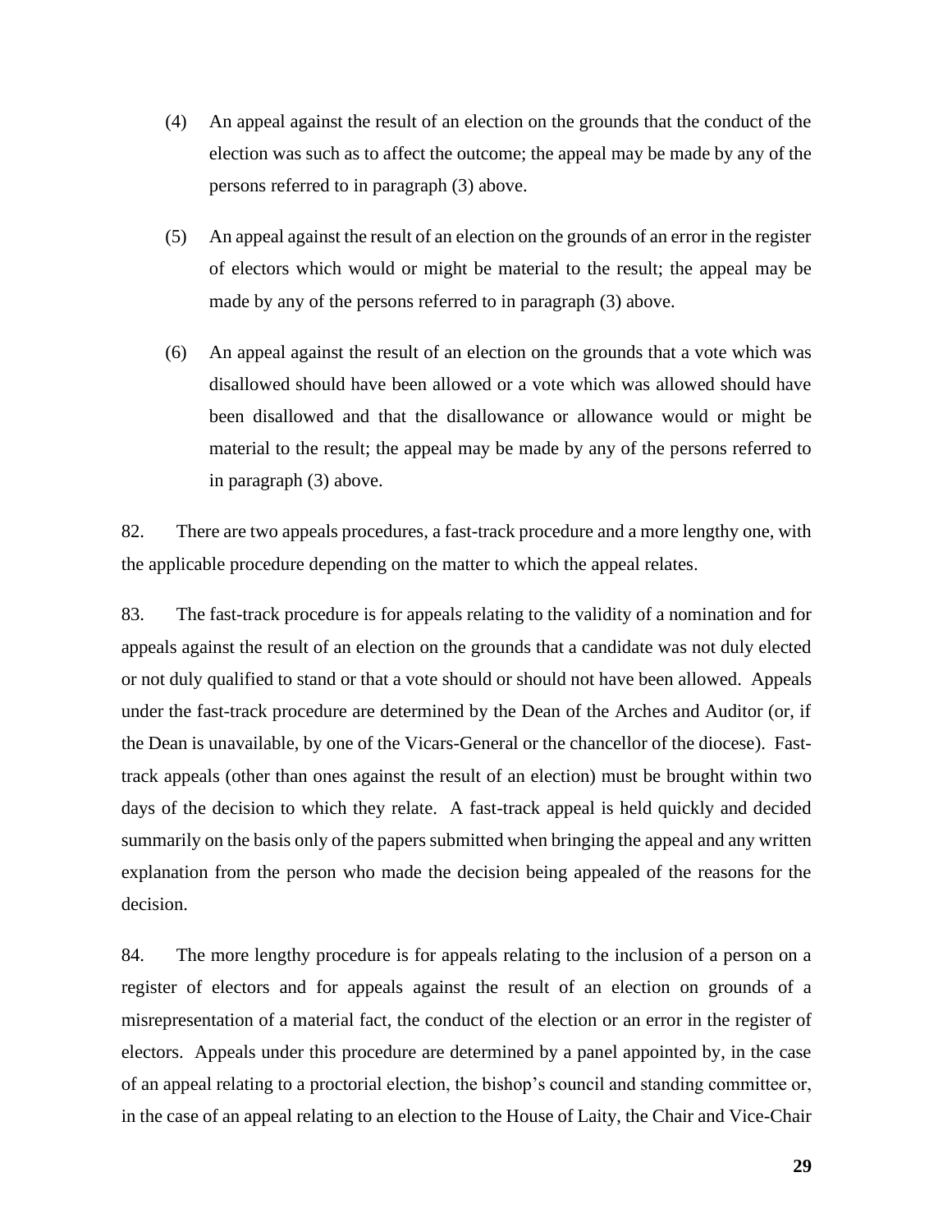(4) An appeal against the result of an election on the grounds that the conduct of the election was such as to affect the outcome; the appeal may be made by any of the persons referred to in paragraph (3) above.

(5) An appeal against the result of an election on the grounds of an error in the register of electors which would or might be material to the result; the appeal may be made by any of the persons referred to in paragraph (3) above.

(6) An appeal against the result of an election on the grounds that a vote which was disallowed should have been allowed or a vote which was allowed should have been disallowed and that the disallowance or allowance would or might be material to the result; the appeal may be made by any of the persons referred to in paragraph (3) above.

82. There are two appeals procedures, a fast-track procedure and a more lengthy one, with the applicable procedure depending on the matter to which the appeal relates.

83. The fast-track procedure is for appeals relating to the validity of a nomination and for appeals against the result of an election on the grounds that a candidate was not duly elected or not duly qualified to stand or that a vote should or should not have been allowed. Appeals under the fast-track procedure are determined by the Dean of the Arches and Auditor (or, if the Dean is unavailable, by one of the Vicars-General or the chancellor of the diocese). Fast-track appeals (other than ones against the result of an election) must be brought within two days of the decision to which they relate. A fast-track appeal is held quickly and decided summarily on the basis only of the papers submitted when bringing the appeal and any written explanation from the person who made the decision being appealed of the reasons for the decision.

84. The more lengthy procedure is for appeals relating to the inclusion of a person on a register of electors and for appeals against the result of an election on grounds of a misrepresentation of a material fact, the conduct of the election or an error in the register of electors. Appeals under this procedure are determined by a panel appointed by, in the case of an appeal relating to a proctorial election, the bishop's council and standing committee or, in the case of an appeal relating to an election to the House of Laity, the Chair and Vice-Chair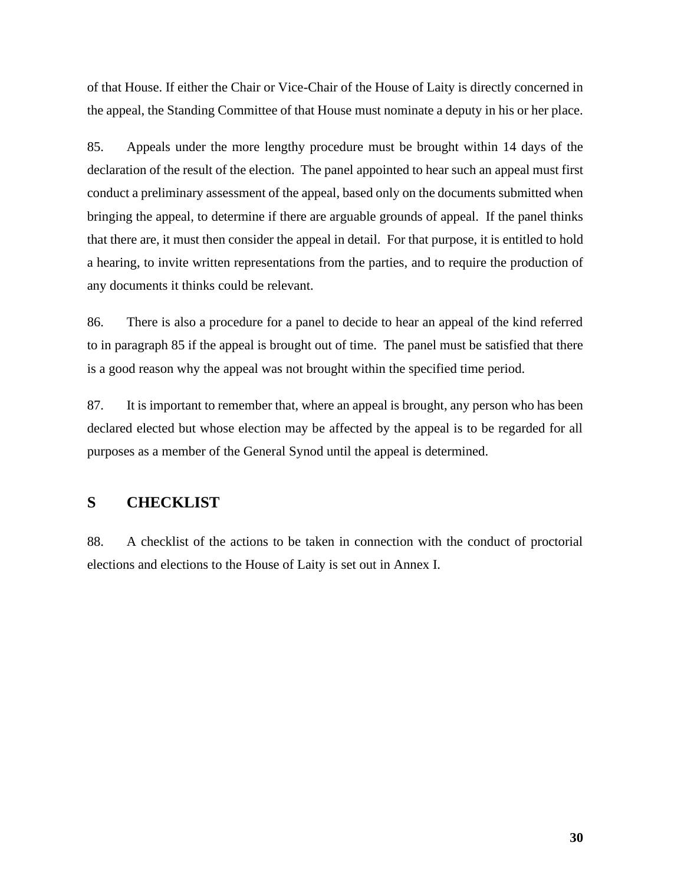of that House. If either the Chair or Vice-Chair of the House of Laity is directly concerned in the appeal, the Standing Committee of that House must nominate a deputy in his or her place.

85. Appeals under the more lengthy procedure must be brought within 14 days of the declaration of the result of the election. The panel appointed to hear such an appeal must first conduct a preliminary assessment of the appeal, based only on the documents submitted when bringing the appeal, to determine if there are arguable grounds of appeal. If the panel thinks that there are, it must then consider the appeal in detail. For that purpose, it is entitled to hold a hearing, to invite written representations from the parties, and to require the production of any documents it thinks could be relevant.

86. There is also a procedure for a panel to decide to hear an appeal of the kind referred to in paragraph 85 if the appeal is brought out of time. The panel must be satisfied that there is a good reason why the appeal was not brought within the specified time period.

87. It is important to remember that, where an appeal is brought, any person who has been declared elected but whose election may be affected by the appeal is to be regarded for all purposes as a member of the General Synod until the appeal is determined.

## S CHECKLIST

88. A checklist of the actions to be taken in connection with the conduct of proctorial elections and elections to the House of Laity is set out in Annex I.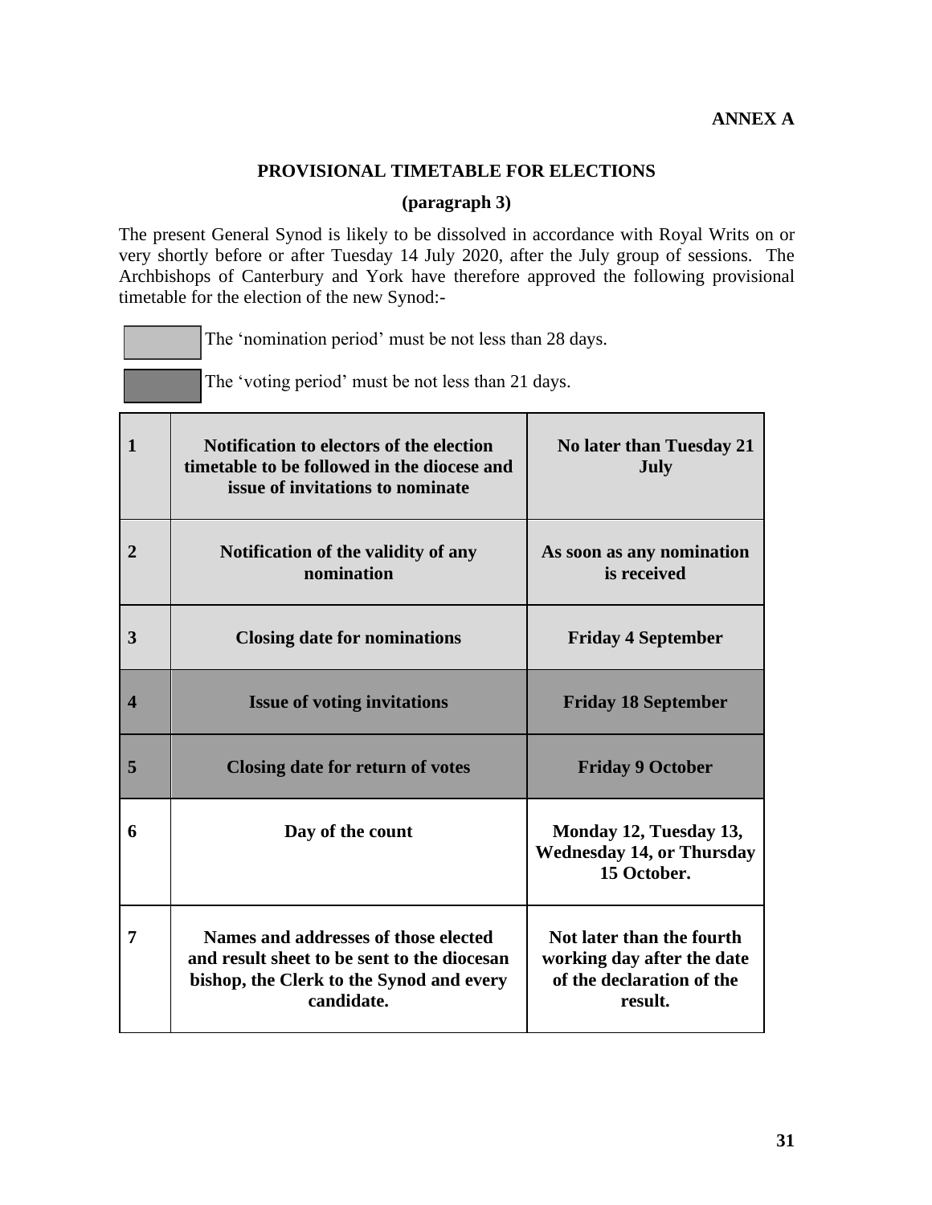**ANNEX A**

## PROVISIONAL TIMETABLE FOR ELECTIONS

**(paragraph 3)**

The present General Synod is likely to be dissolved in accordance with Royal Writs on or very shortly before or after Tuesday 14 July 2020, after the July group of sessions. The Archbishops of Canterbury and York have therefore approved the following provisional timetable for the election of the new Synod:-

The 'nomination period' must be not less than 28 days.

The 'voting period' must be not less than 21 days.

| | | |
|---|---|---|
| **1** | **Notification to electors of the election timetable to be followed in the diocese and issue of invitations to nominate** | **No later than Tuesday 21 July** |
| **2** | **Notification of the validity of any nomination** | **As soon as any nomination is received** |
| **3** | **Closing date for nominations** | **Friday 4 September** |
| **4** | **Issue of voting invitations** | **Friday 18 September** |
| **5** | **Closing date for return of votes** | **Friday 9 October** |
| **6** | **Day of the count** | **Monday 12, Tuesday 13, Wednesday 14, or Thursday 15 October.** |
| **7** | **Names and addresses of those elected and result sheet to be sent to the diocesan bishop, the Clerk to the Synod and every candidate.** | **Not later than the fourth working day after the date of the declaration of the result.** |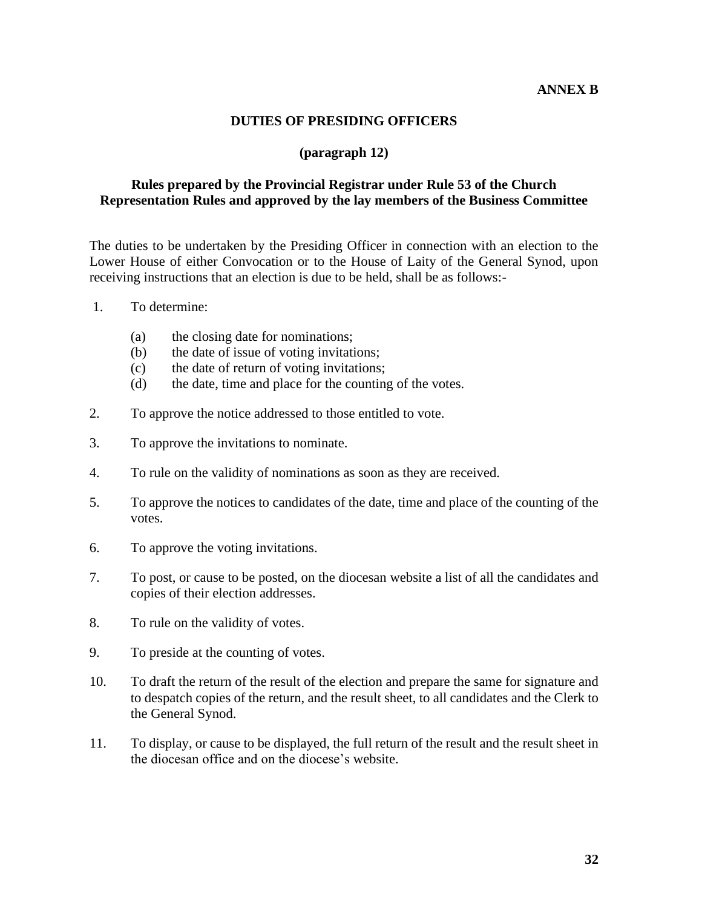**ANNEX B**

# DUTIES OF PRESIDING OFFICERS

**(paragraph 12)**

**Rules prepared by the Provincial Registrar under Rule 53 of the Church Representation Rules and approved by the lay members of the Business Committee**

The duties to be undertaken by the Presiding Officer in connection with an election to the Lower House of either Convocation or to the House of Laity of the General Synod, upon receiving instructions that an election is due to be held, shall be as follows:-

1. To determine:
   - (a) the closing date for nominations;
   - (b) the date of issue of voting invitations;
   - (c) the date of return of voting invitations;
   - (d) the date, time and place for the counting of the votes.
2. To approve the notice addressed to those entitled to vote.
3. To approve the invitations to nominate.
4. To rule on the validity of nominations as soon as they are received.
5. To approve the notices to candidates of the date, time and place of the counting of the votes.
6. To approve the voting invitations.
7. To post, or cause to be posted, on the diocesan website a list of all the candidates and copies of their election addresses.
8. To rule on the validity of votes.
9. To preside at the counting of votes.
10. To draft the return of the result of the election and prepare the same for signature and to despatch copies of the return, and the result sheet, to all candidates and the Clerk to the General Synod.
11. To display, or cause to be displayed, the full return of the result and the result sheet in the diocesan office and on the diocese's website.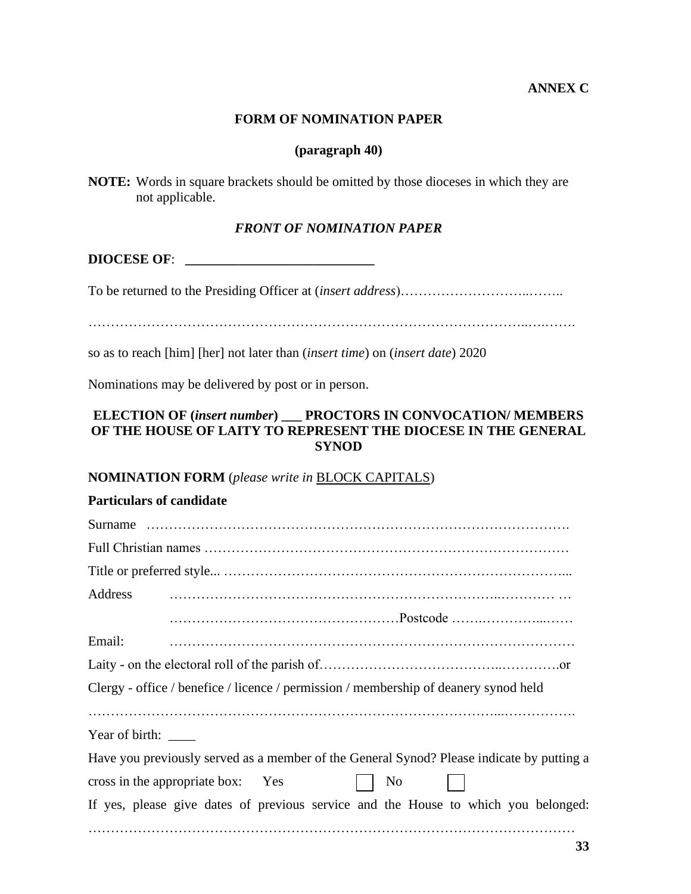**ANNEX C**

## FORM OF NOMINATION PAPER

**(paragraph 40)**

**NOTE:** Words in square brackets should be omitted by those dioceses in which they are not applicable.

*FRONT OF NOMINATION PAPER*

**DIOCESE OF**: ___________________________

To be returned to the Presiding Officer at (*insert address*)………………………..……..

……………………………………………………………………………………..….…….

so as to reach [him] [her] not later than (*insert time*) on (*insert date*) 2020

Nominations may be delivered by post or in person.

**ELECTION OF (*insert number*) ___ PROCTORS IN CONVOCATION/ MEMBERS OF THE HOUSE OF LAITY TO REPRESENT THE DIOCESE IN THE GENERAL SYNOD**

**NOMINATION FORM** (*please write in* BLOCK CAPITALS)

**Particulars of candidate**

Surname ……………………………………………………………………………….

Full Christian names ………………………………………………………………….

Title or preferred style... …………………………………………………………………...

Address ………………………………………………………………..………… …

………………………………………….Postcode …….…………...……

Email: ……………………………………………………………………………

Laity - on the electoral roll of the parish of…………………………………..………….or

Clergy - office / benefice / licence / permission / membership of deanery synod held

…………………………………………………………………………...…………….

Year of birth: ____

Have you previously served as a member of the General Synod? Please indicate by putting a cross in the appropriate box: Yes ☐ No ☐

If yes, please give dates of previous service and the House to which you belonged: ………………………………………………………………………………………………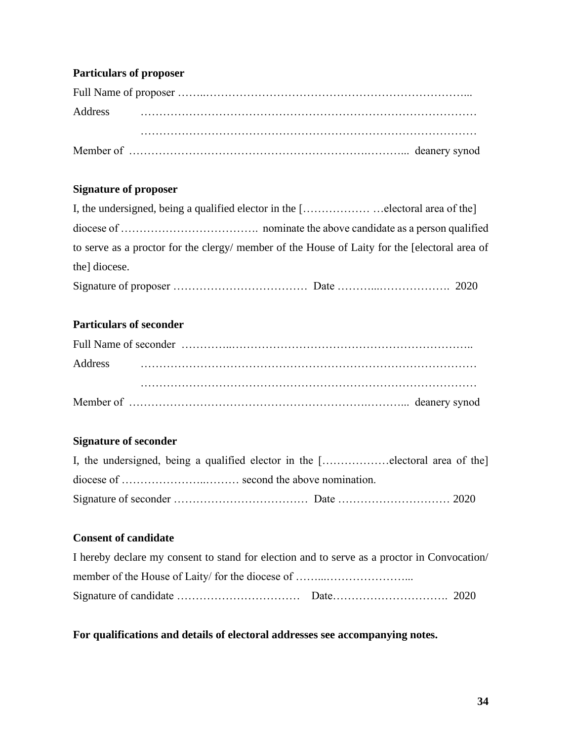**Particulars of proposer**

Full Name of proposer ……..………………………………………………………………...

Address ………………………………………………………………………………

………………………………………………………………………………

Member of ……………………………………………………….………... deanery synod

**Signature of proposer**

I, the undersigned, being a qualified elector in the [……………… …electoral area of the] diocese of ………………………………. nominate the above candidate as a person qualified to serve as a proctor for the clergy/ member of the House of Laity for the [electoral area of the] diocese.

Signature of proposer ……………………………… Date ………...………………. 2020

**Particulars of seconder**

Full Name of seconder …………..…………………………………………………………..

Address ………………………………………………………………………………

………………………………………………………………………………

Member of ……………………………………………………….………... deanery synod

**Signature of seconder**

I, the undersigned, being a qualified elector in the [………………electoral area of the] diocese of …………………..……… second the above nomination.

Signature of seconder ……………………………… Date ………………………… 2020

**Consent of candidate**

I hereby declare my consent to stand for election and to serve as a proctor in Convocation/ member of the House of Laity/ for the diocese of ……...…………………...

Signature of candidate …………………………… Date…………………………. 2020

**For qualifications and details of electoral addresses see accompanying notes.**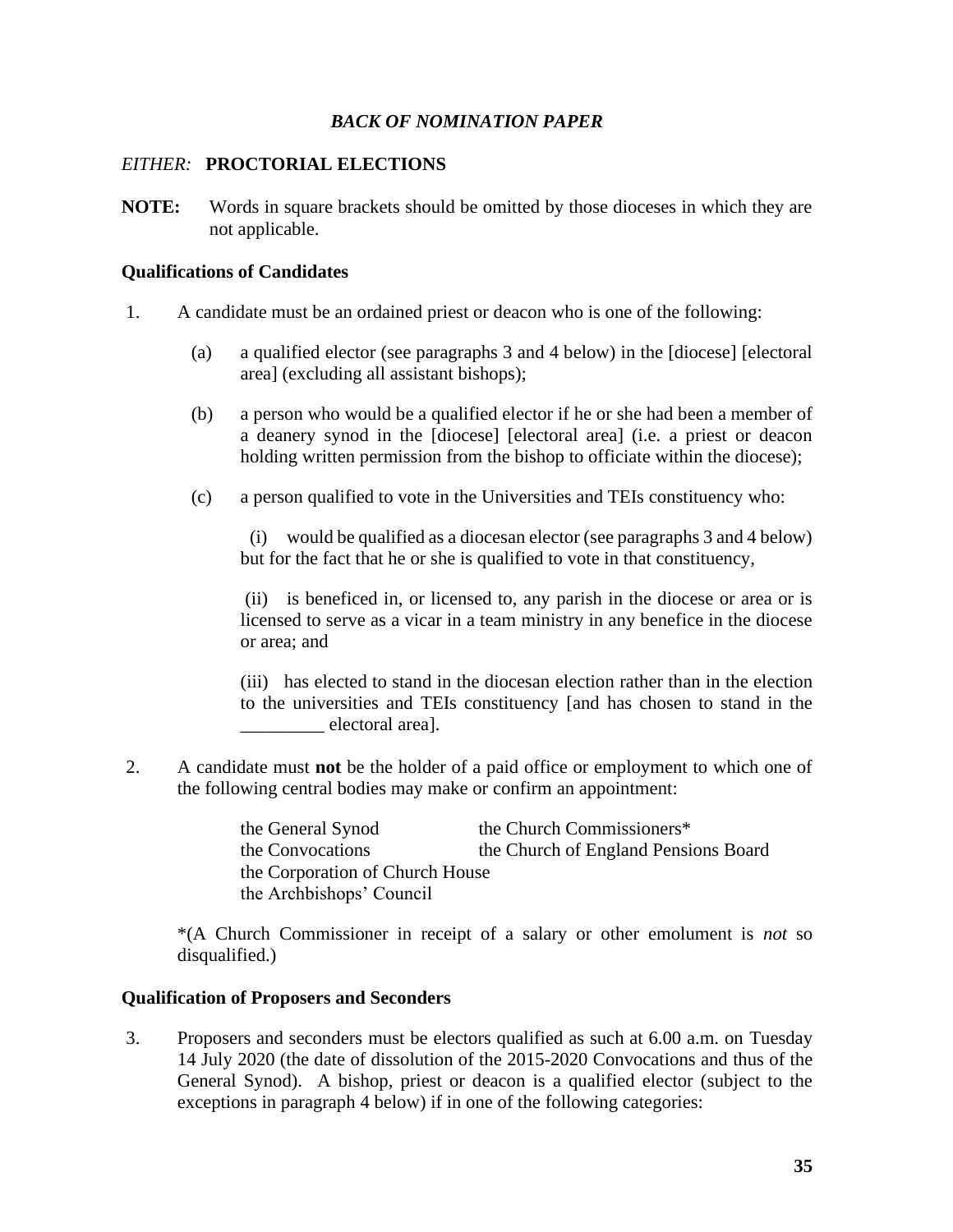***BACK OF NOMINATION PAPER***

*EITHER:* **PROCTORIAL ELECTIONS**

**NOTE:** Words in square brackets should be omitted by those dioceses in which they are not applicable.

**Qualifications of Candidates**

1. A candidate must be an ordained priest or deacon who is one of the following:

   (a) a qualified elector (see paragraphs 3 and 4 below) in the [diocese] [electoral area] (excluding all assistant bishops);

   (b) a person who would be a qualified elector if he or she had been a member of a deanery synod in the [diocese] [electoral area] (i.e. a priest or deacon holding written permission from the bishop to officiate within the diocese);

   (c) a person qualified to vote in the Universities and TEIs constituency who:

   (i) would be qualified as a diocesan elector (see paragraphs 3 and 4 below) but for the fact that he or she is qualified to vote in that constituency,

   (ii) is beneficed in, or licensed to, any parish in the diocese or area or is licensed to serve as a vicar in a team ministry in any benefice in the diocese or area; and

   (iii) has elected to stand in the diocesan election rather than in the election to the universities and TEIs constituency [and has chosen to stand in the _________ electoral area].

2. A candidate must **not** be the holder of a paid office or employment to which one of the following central bodies may make or confirm an appointment:

   the General Synod
   the Convocations
   the Corporation of Church House
   the Archbishops' Council
   the Church Commissioners*
   the Church of England Pensions Board

   *(A Church Commissioner in receipt of a salary or other emolument is *not* so disqualified.)

**Qualification of Proposers and Seconders**

3. Proposers and seconders must be electors qualified as such at 6.00 a.m. on Tuesday 14 July 2020 (the date of dissolution of the 2015-2020 Convocations and thus of the General Synod). A bishop, priest or deacon is a qualified elector (subject to the exceptions in paragraph 4 below) if in one of the following categories: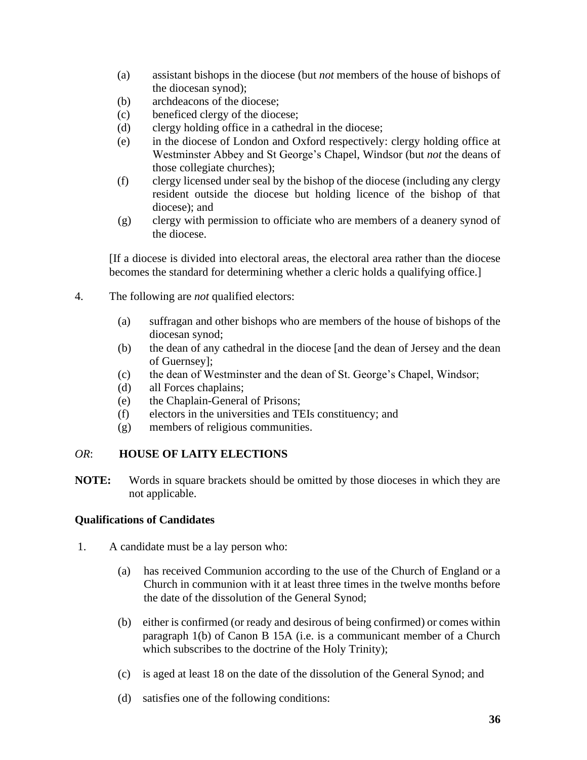(a) assistant bishops in the diocese (but *not* members of the house of bishops of the diocesan synod);
(b) archdeacons of the diocese;
(c) beneficed clergy of the diocese;
(d) clergy holding office in a cathedral in the diocese;
(e) in the diocese of London and Oxford respectively: clergy holding office at Westminster Abbey and St George's Chapel, Windsor (but *not* the deans of those collegiate churches);
(f) clergy licensed under seal by the bishop of the diocese (including any clergy resident outside the diocese but holding licence of the bishop of that diocese); and
(g) clergy with permission to officiate who are members of a deanery synod of the diocese.

[If a diocese is divided into electoral areas, the electoral area rather than the diocese becomes the standard for determining whether a cleric holds a qualifying office.]

4. The following are *not* qualified electors:

(a) suffragan and other bishops who are members of the house of bishops of the diocesan synod;
(b) the dean of any cathedral in the diocese [and the dean of Jersey and the dean of Guernsey];
(c) the dean of Westminster and the dean of St. George's Chapel, Windsor;
(d) all Forces chaplains;
(e) the Chaplain-General of Prisons;
(f) electors in the universities and TEIs constituency; and
(g) members of religious communities.

*OR*: **HOUSE OF LAITY ELECTIONS**

**NOTE:** Words in square brackets should be omitted by those dioceses in which they are not applicable.

**Qualifications of Candidates**

1. A candidate must be a lay person who:

   (a) has received Communion according to the use of the Church of England or a Church in communion with it at least three times in the twelve months before the date of the dissolution of the General Synod;

   (b) either is confirmed (or ready and desirous of being confirmed) or comes within paragraph 1(b) of Canon B 15A (i.e. is a communicant member of a Church which subscribes to the doctrine of the Holy Trinity);

   (c) is aged at least 18 on the date of the dissolution of the General Synod; and

   (d) satisfies one of the following conditions: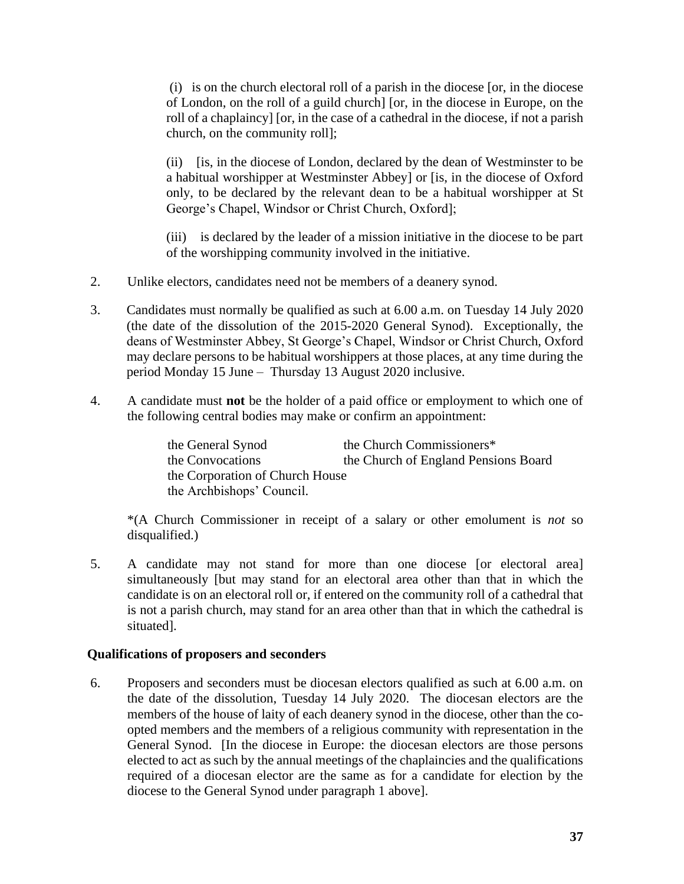(i) is on the church electoral roll of a parish in the diocese [or, in the diocese of London, on the roll of a guild church] [or, in the diocese in Europe, on the roll of a chaplaincy] [or, in the case of a cathedral in the diocese, if not a parish church, on the community roll];

(ii) [is, in the diocese of London, declared by the dean of Westminster to be a habitual worshipper at Westminster Abbey] or [is, in the diocese of Oxford only, to be declared by the relevant dean to be a habitual worshipper at St George's Chapel, Windsor or Christ Church, Oxford];

(iii) is declared by the leader of a mission initiative in the diocese to be part of the worshipping community involved in the initiative.

2. Unlike electors, candidates need not be members of a deanery synod.

3. Candidates must normally be qualified as such at 6.00 a.m. on Tuesday 14 July 2020 (the date of the dissolution of the 2015-2020 General Synod). Exceptionally, the deans of Westminster Abbey, St George's Chapel, Windsor or Christ Church, Oxford may declare persons to be habitual worshippers at those places, at any time during the period Monday 15 June – Thursday 13 August 2020 inclusive.

4. A candidate must **not** be the holder of a paid office or employment to which one of the following central bodies may make or confirm an appointment:

   - the General Synod
   - the Convocations
   - the Corporation of Church House
   - the Archbishops' Council.
   - the Church Commissioners*
   - the Church of England Pensions Board

   *(A Church Commissioner in receipt of a salary or other emolument is *not* so disqualified.)

5. A candidate may not stand for more than one diocese [or electoral area] simultaneously [but may stand for an electoral area other than that in which the candidate is on an electoral roll or, if entered on the community roll of a cathedral that is not a parish church, may stand for an area other than that in which the cathedral is situated].

**Qualifications of proposers and seconders**

6. Proposers and seconders must be diocesan electors qualified as such at 6.00 a.m. on the date of the dissolution, Tuesday 14 July 2020. The diocesan electors are the members of the house of laity of each deanery synod in the diocese, other than the co-opted members and the members of a religious community with representation in the General Synod. [In the diocese in Europe: the diocesan electors are those persons elected to act as such by the annual meetings of the chaplaincies and the qualifications required of a diocesan elector are the same as for a candidate for election by the diocese to the General Synod under paragraph 1 above].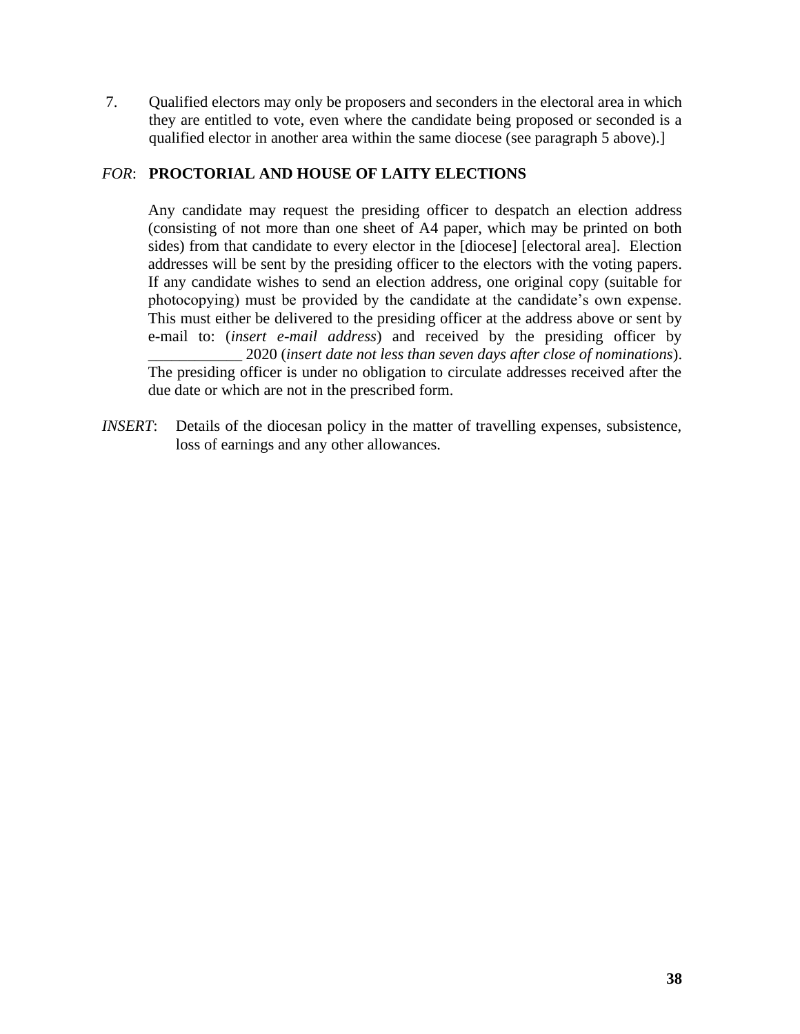7. Qualified electors may only be proposers and seconders in the electoral area in which they are entitled to vote, even where the candidate being proposed or seconded is a qualified elector in another area within the same diocese (see paragraph 5 above).]

*FOR*: **PROCTORIAL AND HOUSE OF LAITY ELECTIONS**

Any candidate may request the presiding officer to despatch an election address (consisting of not more than one sheet of A4 paper, which may be printed on both sides) from that candidate to every elector in the [diocese] [electoral area]. Election addresses will be sent by the presiding officer to the electors with the voting papers. If any candidate wishes to send an election address, one original copy (suitable for photocopying) must be provided by the candidate at the candidate's own expense. This must either be delivered to the presiding officer at the address above or sent by e-mail to: (*insert e-mail address*) and received by the presiding officer by ____________ 2020 (*insert date not less than seven days after close of nominations*). The presiding officer is under no obligation to circulate addresses received after the due date or which are not in the prescribed form.

*INSERT*: Details of the diocesan policy in the matter of travelling expenses, subsistence, loss of earnings and any other allowances.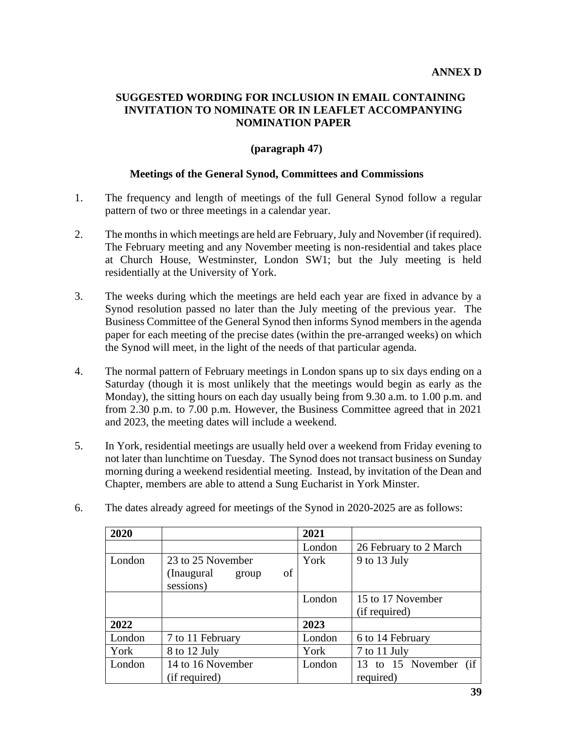**ANNEX D**

## SUGGESTED WORDING FOR INCLUSION IN EMAIL CONTAINING INVITATION TO NOMINATE OR IN LEAFLET ACCOMPANYING NOMINATION PAPER

**(paragraph 47)**

### Meetings of the General Synod, Committees and Commissions

1. The frequency and length of meetings of the full General Synod follow a regular pattern of two or three meetings in a calendar year.

2. The months in which meetings are held are February, July and November (if required). The February meeting and any November meeting is non-residential and takes place at Church House, Westminster, London SW1; but the July meeting is held residentially at the University of York.

3. The weeks during which the meetings are held each year are fixed in advance by a Synod resolution passed no later than the July meeting of the previous year. The Business Committee of the General Synod then informs Synod members in the agenda paper for each meeting of the precise dates (within the pre-arranged weeks) on which the Synod will meet, in the light of the needs of that particular agenda.

4. The normal pattern of February meetings in London spans up to six days ending on a Saturday (though it is most unlikely that the meetings would begin as early as the Monday), the sitting hours on each day usually being from 9.30 a.m. to 1.00 p.m. and from 2.30 p.m. to 7.00 p.m. However, the Business Committee agreed that in 2021 and 2023, the meeting dates will include a weekend.

5. In York, residential meetings are usually held over a weekend from Friday evening to not later than lunchtime on Tuesday. The Synod does not transact business on Sunday morning during a weekend residential meeting. Instead, by invitation of the Dean and Chapter, members are able to attend a Sung Eucharist in York Minster.

6. The dates already agreed for meetings of the Synod in 2020-2025 are as follows:

| **2020** | | **2021** | |
|---|---|---|---|
| | | London | 26 February to 2 March |
| London | 23 to 25 November (Inaugural group of sessions) | York | 9 to 13 July |
| | | London | 15 to 17 November (if required) |
| **2022** | | **2023** | |
| London | 7 to 11 February | London | 6 to 14 February |
| York | 8 to 12 July | York | 7 to 11 July |
| London | 14 to 16 November (if required) | London | 13 to 15 November (if required) |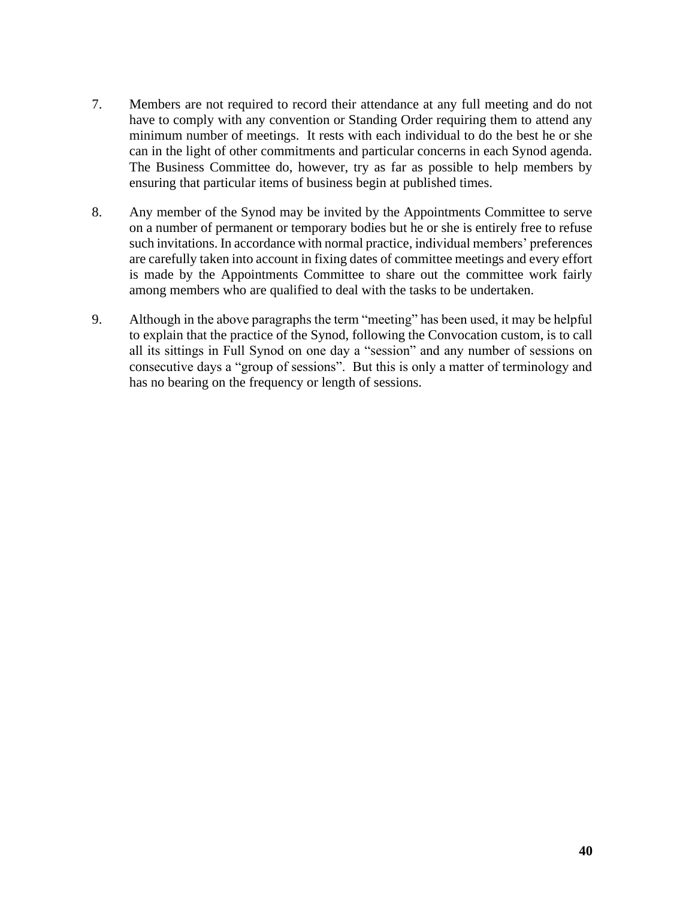7. Members are not required to record their attendance at any full meeting and do not have to comply with any convention or Standing Order requiring them to attend any minimum number of meetings. It rests with each individual to do the best he or she can in the light of other commitments and particular concerns in each Synod agenda. The Business Committee do, however, try as far as possible to help members by ensuring that particular items of business begin at published times.

8. Any member of the Synod may be invited by the Appointments Committee to serve on a number of permanent or temporary bodies but he or she is entirely free to refuse such invitations. In accordance with normal practice, individual members' preferences are carefully taken into account in fixing dates of committee meetings and every effort is made by the Appointments Committee to share out the committee work fairly among members who are qualified to deal with the tasks to be undertaken.

9. Although in the above paragraphs the term "meeting" has been used, it may be helpful to explain that the practice of the Synod, following the Convocation custom, is to call all its sittings in Full Synod on one day a "session" and any number of sessions on consecutive days a "group of sessions". But this is only a matter of terminology and has no bearing on the frequency or length of sessions.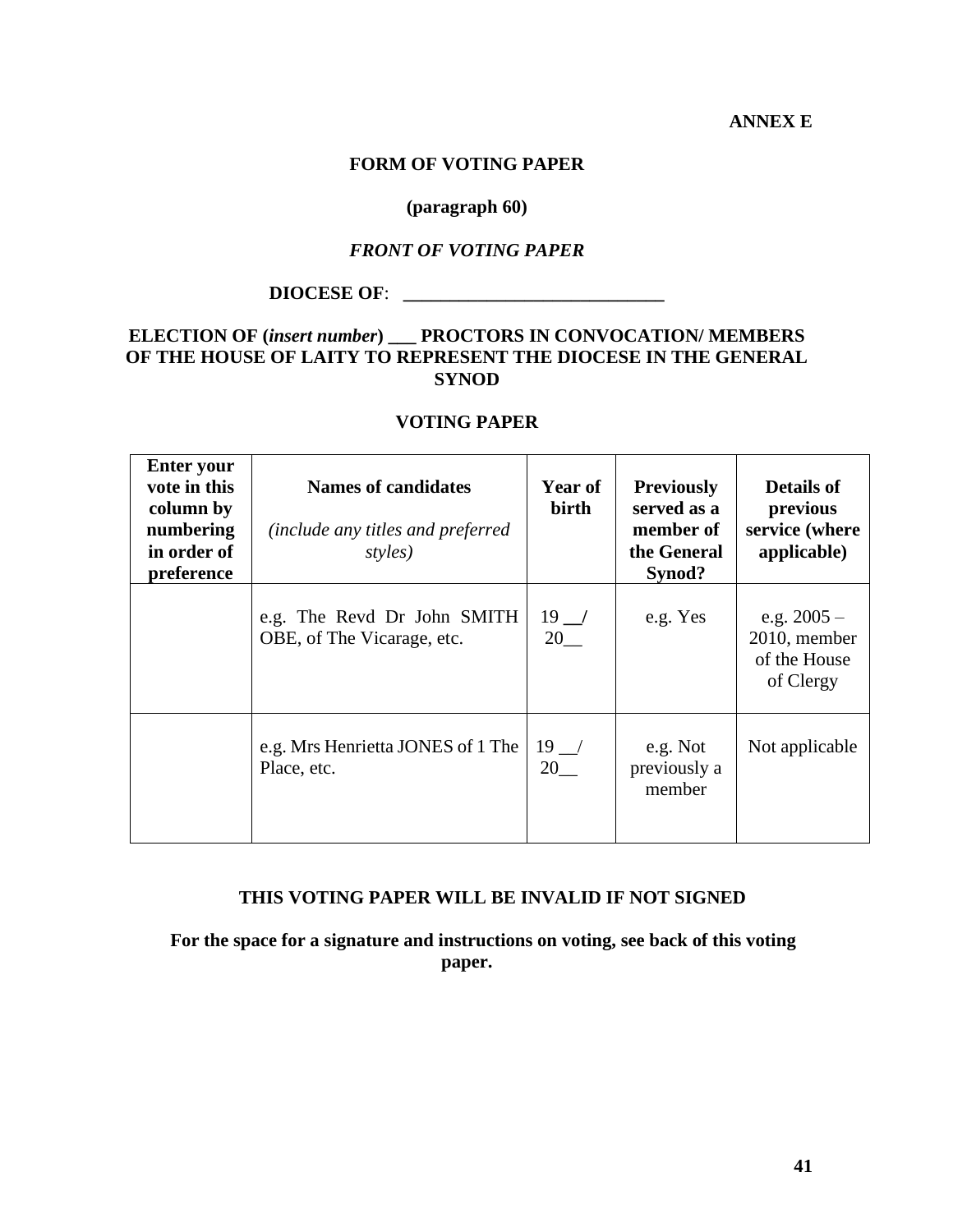**ANNEX E**

**FORM OF VOTING PAPER**

**(paragraph 60)**

***FRONT OF VOTING PAPER***

**DIOCESE OF**: **_____________________________**

**ELECTION OF (*insert number*) ___ PROCTORS IN CONVOCATION/ MEMBERS OF THE HOUSE OF LAITY TO REPRESENT THE DIOCESE IN THE GENERAL SYNOD**

**VOTING PAPER**

| **Enter your vote in this column by numbering in order of preference** | **Names of candidates** *(include any titles and preferred styles)* | **Year of birth** | **Previously served as a member of the General Synod?** | **Details of previous service (where applicable)** |
|---|---|---|---|---|
| | e.g. The Revd Dr John SMITH OBE, of The Vicarage, etc. | 19 __/ 20__ | e.g. Yes | e.g. 2005 – 2010, member of the House of Clergy |
| | e.g. Mrs Henrietta JONES of 1 The Place, etc. | 19 __/ 20__ | e.g. Not previously a member | Not applicable |

**THIS VOTING PAPER WILL BE INVALID IF NOT SIGNED**

**For the space for a signature and instructions on voting, see back of this voting paper.**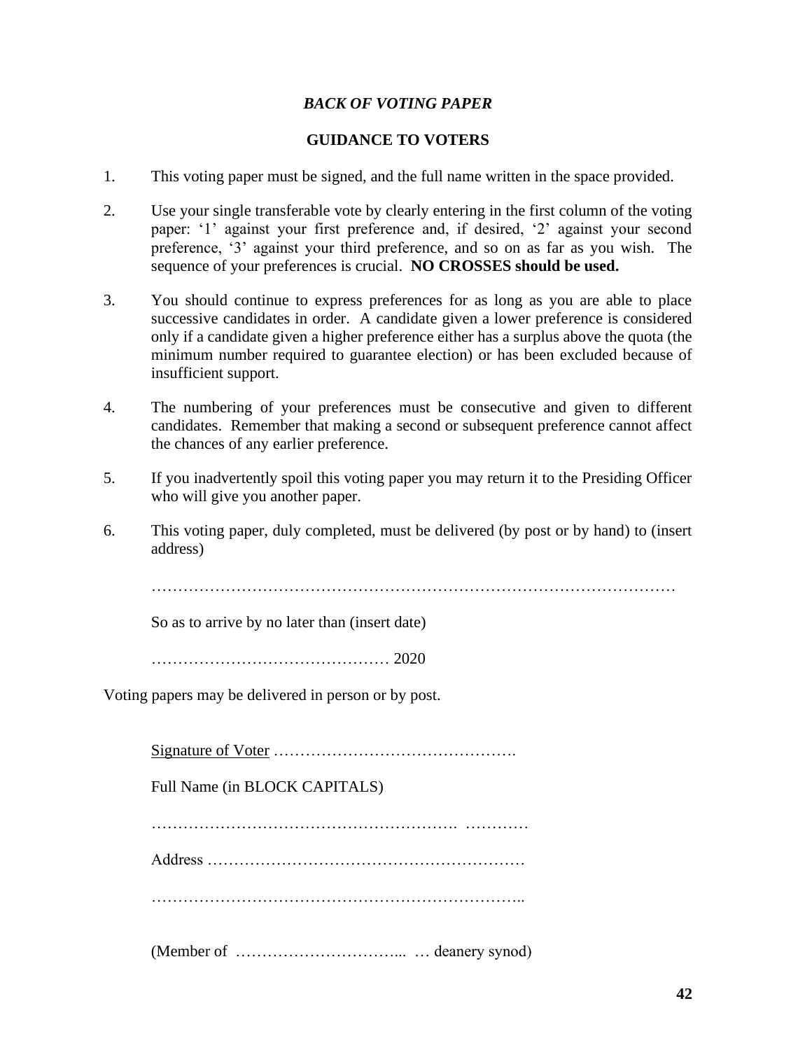***BACK OF VOTING PAPER***

**GUIDANCE TO VOTERS**

1. This voting paper must be signed, and the full name written in the space provided.

2. Use your single transferable vote by clearly entering in the first column of the voting paper: '1' against your first preference and, if desired, '2' against your second preference, '3' against your third preference, and so on as far as you wish. The sequence of your preferences is crucial. **NO CROSSES should be used.**

3. You should continue to express preferences for as long as you are able to place successive candidates in order. A candidate given a lower preference is considered only if a candidate given a higher preference either has a surplus above the quota (the minimum number required to guarantee election) or has been excluded because of insufficient support.

4. The numbering of your preferences must be consecutive and given to different candidates. Remember that making a second or subsequent preference cannot affect the chances of any earlier preference.

5. If you inadvertently spoil this voting paper you may return it to the Presiding Officer who will give you another paper.

6. This voting paper, duly completed, must be delivered (by post or by hand) to (insert address)

   ……………………………………………………………………………………………

   So as to arrive by no later than (insert date)

   ……………………………………… 2020

Voting papers may be delivered in person or by post.

Signature of Voter ……………………………………….

Full Name (in BLOCK CAPITALS)

…………………………………………………. …………

Address ……………………………………………………

……………………………………………………………..

(Member of ………………………….. … deanery synod)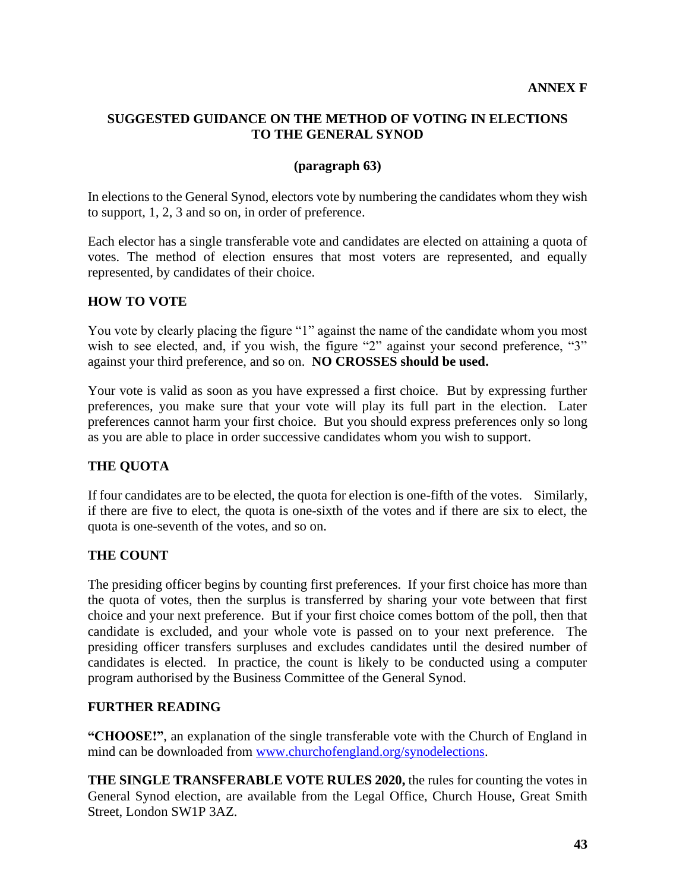**ANNEX F**

## SUGGESTED GUIDANCE ON THE METHOD OF VOTING IN ELECTIONS TO THE GENERAL SYNOD

**(paragraph 63)**

In elections to the General Synod, electors vote by numbering the candidates whom they wish to support, 1, 2, 3 and so on, in order of preference.

Each elector has a single transferable vote and candidates are elected on attaining a quota of votes. The method of election ensures that most voters are represented, and equally represented, by candidates of their choice.

### HOW TO VOTE

You vote by clearly placing the figure "1" against the name of the candidate whom you most wish to see elected, and, if you wish, the figure "2" against your second preference, "3" against your third preference, and so on. **NO CROSSES should be used.**

Your vote is valid as soon as you have expressed a first choice. But by expressing further preferences, you make sure that your vote will play its full part in the election. Later preferences cannot harm your first choice. But you should express preferences only so long as you are able to place in order successive candidates whom you wish to support.

### THE QUOTA

If four candidates are to be elected, the quota for election is one-fifth of the votes. Similarly, if there are five to elect, the quota is one-sixth of the votes and if there are six to elect, the quota is one-seventh of the votes, and so on.

### THE COUNT

The presiding officer begins by counting first preferences. If your first choice has more than the quota of votes, then the surplus is transferred by sharing your vote between that first choice and your next preference. But if your first choice comes bottom of the poll, then that candidate is excluded, and your whole vote is passed on to your next preference. The presiding officer transfers surpluses and excludes candidates until the desired number of candidates is elected. In practice, the count is likely to be conducted using a computer program authorised by the Business Committee of the General Synod.

### FURTHER READING

**"CHOOSE!"**, an explanation of the single transferable vote with the Church of England in mind can be downloaded from [www.churchofengland.org/synodelections](www.churchofengland.org/synodelections).

**THE SINGLE TRANSFERABLE VOTE RULES 2020,** the rules for counting the votes in General Synod election, are available from the Legal Office, Church House, Great Smith Street, London SW1P 3AZ.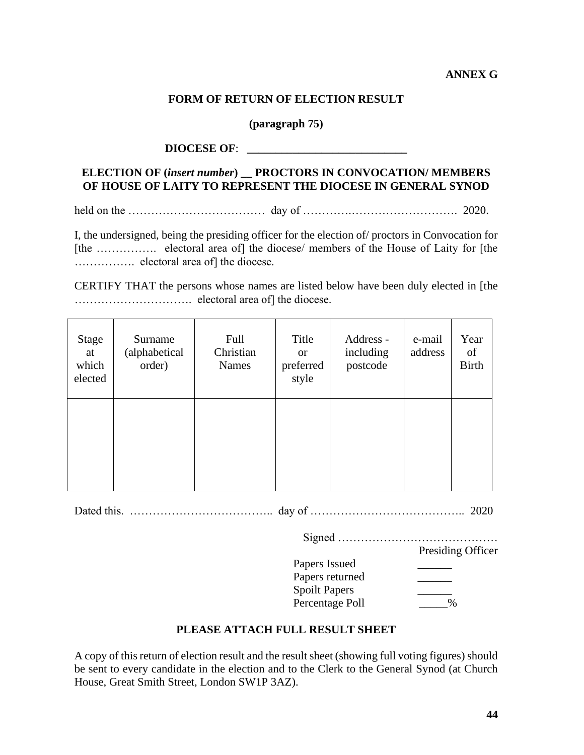**ANNEX G**

## FORM OF RETURN OF ELECTION RESULT

**(paragraph 75)**

**DIOCESE OF**: **\_\_\_\_\_\_\_\_\_\_\_\_\_\_\_\_\_\_\_\_\_\_\_\_\_\_\_\_**

**ELECTION OF (*insert number*) \_\_ PROCTORS IN CONVOCATION/ MEMBERS OF HOUSE OF LAITY TO REPRESENT THE DIOCESE IN GENERAL SYNOD**

held on the ……………………………… day of ……….……………………… 2020.

I, the undersigned, being the presiding officer for the election of/ proctors in Convocation for [the ……………. electoral area of] the diocese/ members of the House of Laity for [the ……………. electoral area of] the diocese.

CERTIFY THAT the persons whose names are listed below have been duly elected in [the …………………………. electoral area of] the diocese.

| Stage at which elected | Surname (alphabetical order) | Full Christian Names | Title or preferred style | Address - including postcode | e-mail address | Year of Birth |
|---|---|---|---|---|---|---|
| | | | | | | |

Dated this. ……………………………….. day of ………………………………….. 2020

Signed ……………………………………
Presiding Officer

Papers Issued \_\_\_\_\_\_
Papers returned \_\_\_\_\_\_
Spoilt Papers \_\_\_\_\_\_
Percentage Poll \_\_\_\_\_%

**PLEASE ATTACH FULL RESULT SHEET**

A copy of this return of election result and the result sheet (showing full voting figures) should be sent to every candidate in the election and to the Clerk to the General Synod (at Church House, Great Smith Street, London SW1P 3AZ).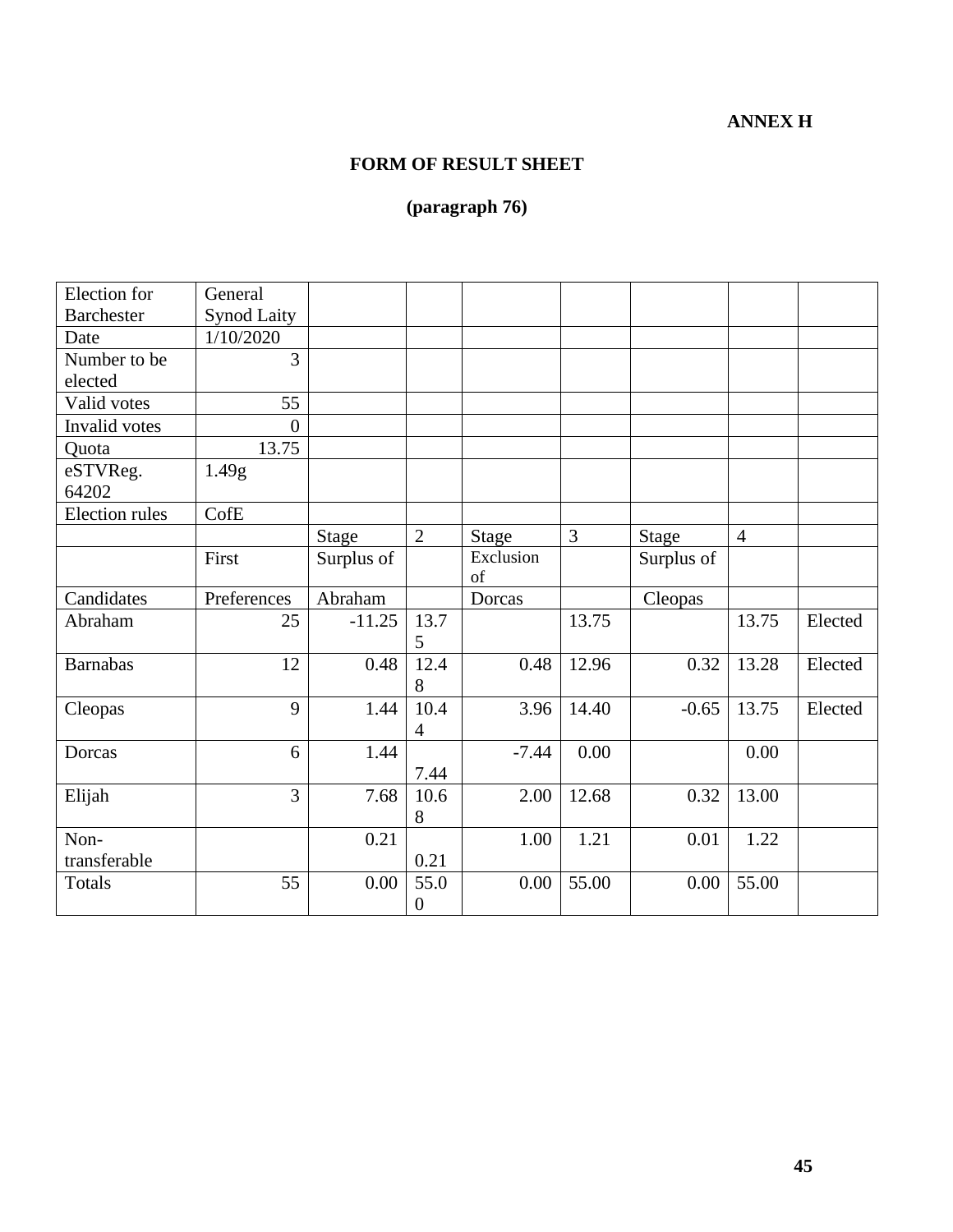**ANNEX H**

**FORM OF RESULT SHEET**

**(paragraph 76)**

| Election for Barchester | General Synod Laity | | | | | | | |
|---|---|---|---|---|---|---|---|---|
| Date | 1/10/2020 | | | | | | | |
| Number to be elected | 3 | | | | | | | |
| Valid votes | 55 | | | | | | | |
| Invalid votes | 0 | | | | | | | |
| Quota | 13.75 | | | | | | | |
| eSTVReg. 64202 | 1.49g | | | | | | | |
| Election rules | CofE | | | | | | | |
| | | Stage | 2 | Stage | 3 | Stage | 4 | |
| | First | Surplus of | | Exclusion of | | Surplus of | | |
| Candidates | Preferences | Abraham | | Dorcas | | Cleopas | | |
| Abraham | 25 | -11.25 | 13.75 | | 13.75 | | 13.75 | Elected |
| Barnabas | 12 | 0.48 | 12.48 | 0.48 | 12.96 | 0.32 | 13.28 | Elected |
| Cleopas | 9 | 1.44 | 10.44 | 3.96 | 14.40 | -0.65 | 13.75 | Elected |
| Dorcas | 6 | 1.44 | 7.44 | -7.44 | 0.00 | | 0.00 | |
| Elijah | 3 | 7.68 | 10.68 | 2.00 | 12.68 | 0.32 | 13.00 | |
| Non-transferable | | 0.21 | 0.21 | 1.00 | 1.21 | 0.01 | 1.22 | |
| Totals | 55 | 0.00 | 55.00 | 0.00 | 55.00 | 0.00 | 55.00 | |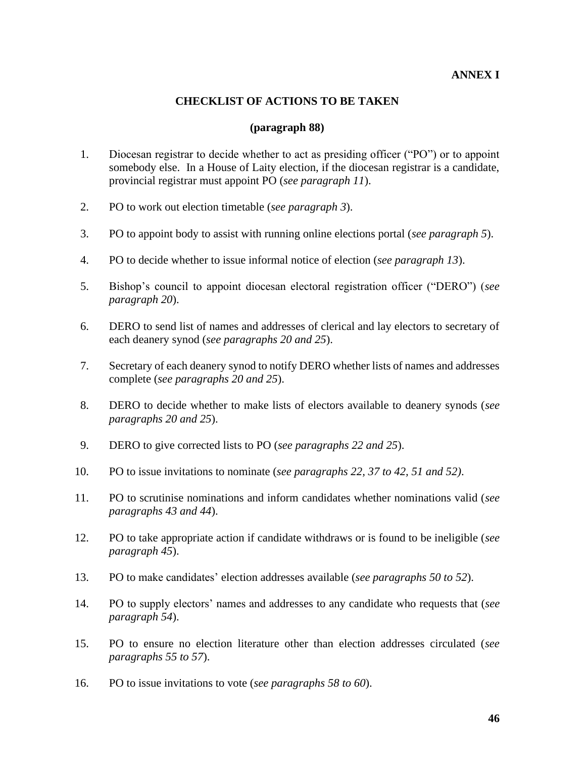**ANNEX I**

## CHECKLIST OF ACTIONS TO BE TAKEN

**(paragraph 88)**

1. Diocesan registrar to decide whether to act as presiding officer ("PO") or to appoint somebody else. In a House of Laity election, if the diocesan registrar is a candidate, provincial registrar must appoint PO (*see paragraph 11*).

2. PO to work out election timetable (*see paragraph 3*).

3. PO to appoint body to assist with running online elections portal (*see paragraph 5*).

4. PO to decide whether to issue informal notice of election (*see paragraph 13*).

5. Bishop's council to appoint diocesan electoral registration officer ("DERO") (*see paragraph 20*).

6. DERO to send list of names and addresses of clerical and lay electors to secretary of each deanery synod (*see paragraphs 20 and 25*).

7. Secretary of each deanery synod to notify DERO whether lists of names and addresses complete (*see paragraphs 20 and 25*).

8. DERO to decide whether to make lists of electors available to deanery synods (*see paragraphs 20 and 25*).

9. DERO to give corrected lists to PO (*see paragraphs 22 and 25*).

10. PO to issue invitations to nominate (*see paragraphs 22, 37 to 42, 51 and 52)*.

11. PO to scrutinise nominations and inform candidates whether nominations valid (*see paragraphs 43 and 44*).

12. PO to take appropriate action if candidate withdraws or is found to be ineligible (*see paragraph 45*).

13. PO to make candidates' election addresses available (*see paragraphs 50 to 52*).

14. PO to supply electors' names and addresses to any candidate who requests that (*see paragraph 54*).

15. PO to ensure no election literature other than election addresses circulated (*see paragraphs 55 to 57*).

16. PO to issue invitations to vote (*see paragraphs 58 to 60*).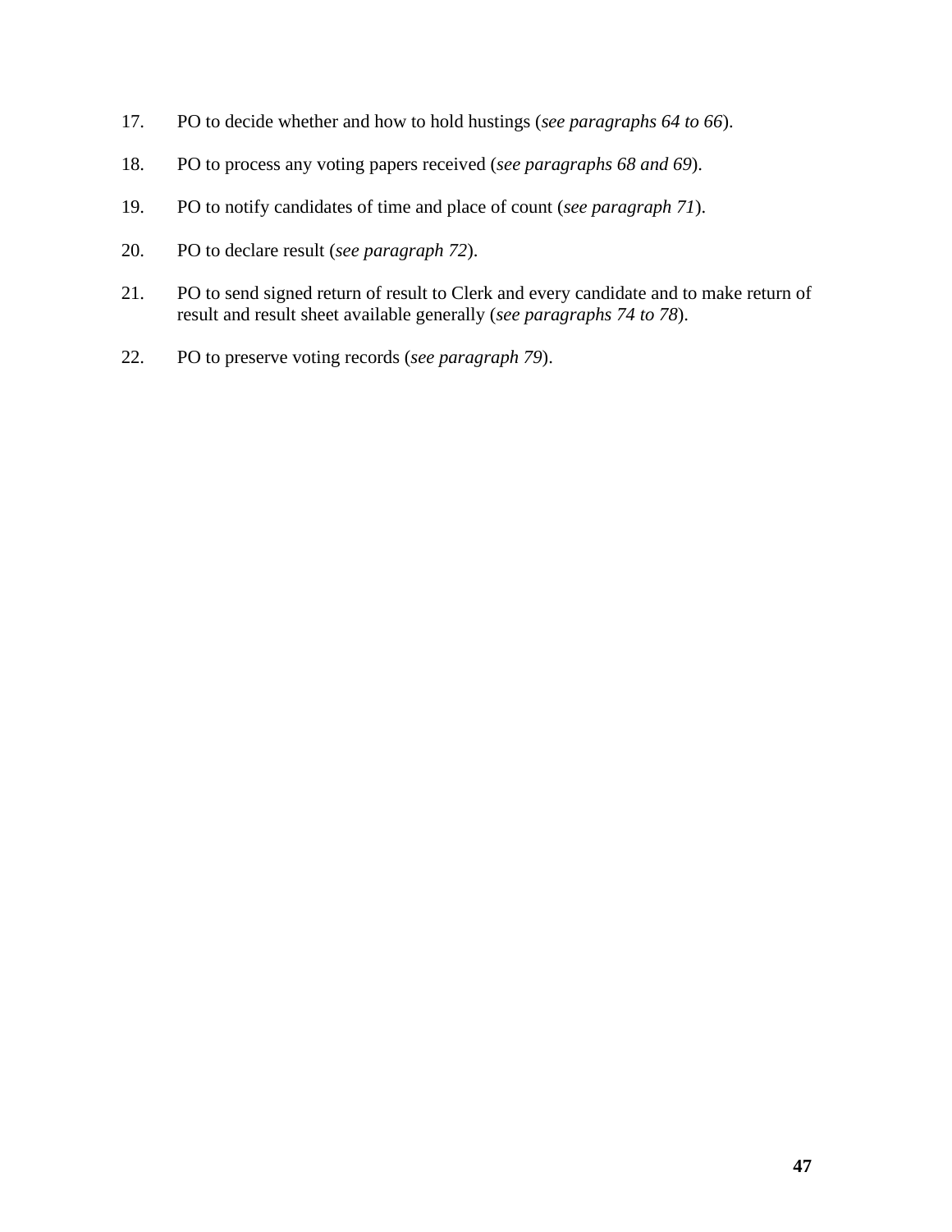17. PO to decide whether and how to hold hustings (*see paragraphs 64 to 66*).

18. PO to process any voting papers received (*see paragraphs 68 and 69*).

19. PO to notify candidates of time and place of count (*see paragraph 71*).

20. PO to declare result (*see paragraph 72*).

21. PO to send signed return of result to Clerk and every candidate and to make return of result and result sheet available generally (*see paragraphs 74 to 78*).

22. PO to preserve voting records (*see paragraph 79*).